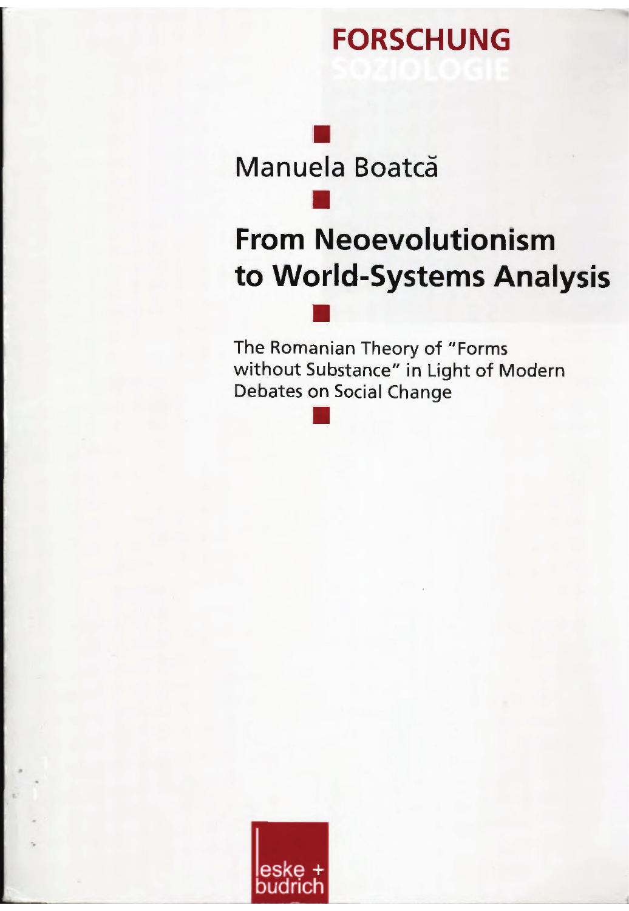FORSCHUNG

SOZIOLOGIE

Manuela Boatcă

# From Neoevolutionism to World-Systems Analysis

The Romanian Theory of "Forms without Substance" in Light of Modern Debates on Social Change

leske + budrich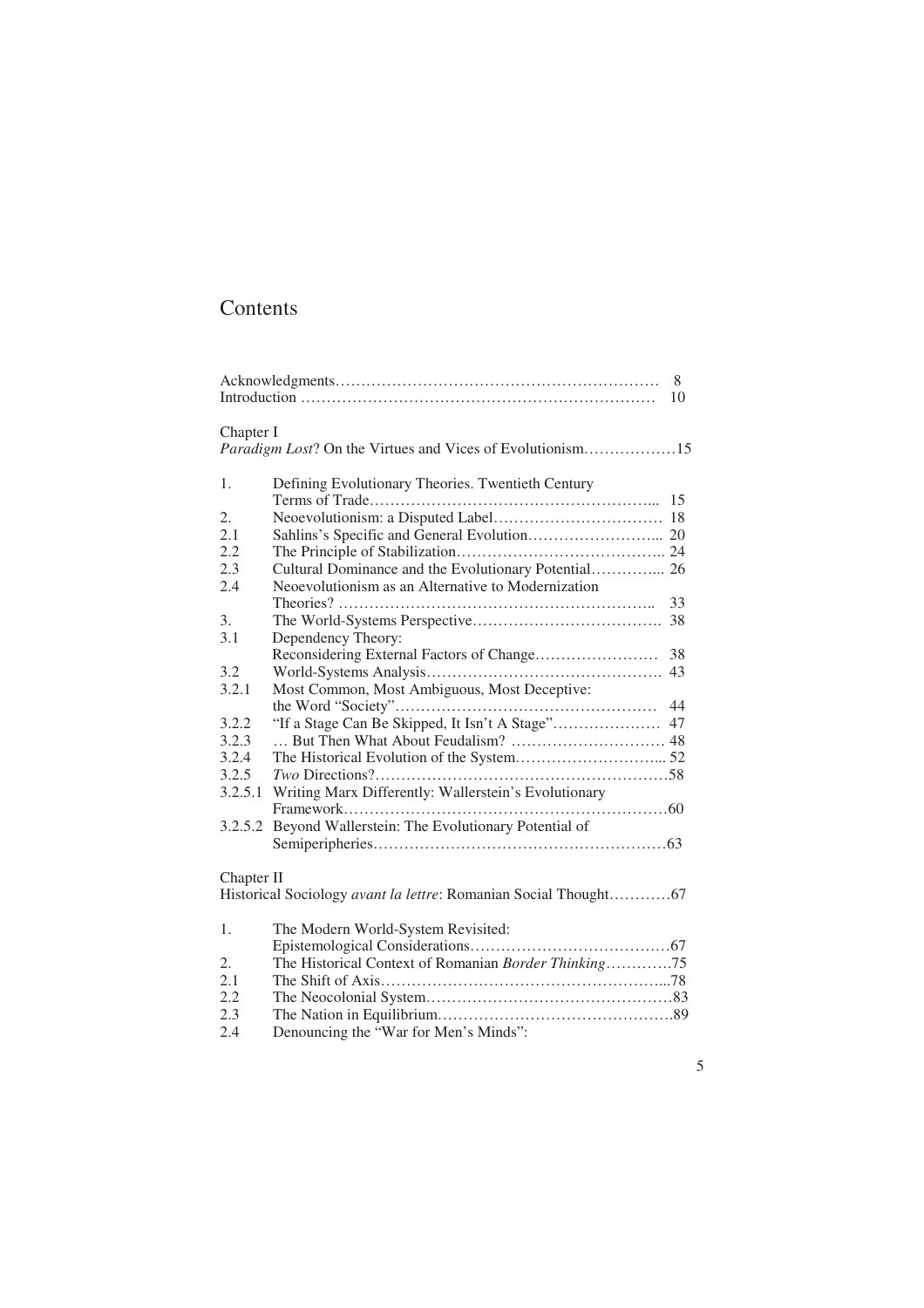# Contents

Acknowledgments ........................................................ 8
Introduction ........................................................ 10

Chapter I
*Paradigm Lost*? On the Virtues and Vices of Evolutionism ........................ 15

1. Defining Evolutionary Theories. Twentieth Century Terms of Trade ........................ 15
2. Neoevolutionism: a Disputed Label ........................ 18
2.1 Sahlins's Specific and General Evolution ........................ 20
2.2 The Principle of Stabilization ........................ 24
2.3 Cultural Dominance and the Evolutionary Potential ........................ 26
2.4 Neoevolutionism as an Alternative to Modernization Theories? ........................ 33
3. The World-Systems Perspective ........................ 38
3.1 Dependency Theory: Reconsidering External Factors of Change ........................ 38
3.2 World-Systems Analysis ........................ 43
3.2.1 Most Common, Most Ambiguous, Most Deceptive: the Word "Society" ........................ 44
3.2.2 "If a Stage Can Be Skipped, It Isn't A Stage" ........................ 47
3.2.3 … But Then What About Feudalism? ........................ 48
3.2.4 The Historical Evolution of the System ........................ 52
3.2.5 *Two* Directions? ........................ 58
3.2.5.1 Writing Marx Differently: Wallerstein's Evolutionary Framework ........................ 60
3.2.5.2 Beyond Wallerstein: The Evolutionary Potential of Semiperipheries ........................ 63

Chapter II
Historical Sociology *avant la lettre*: Romanian Social Thought ........................ 67

1. The Modern World-System Revisited: Epistemological Considerations ........................ 67
2. The Historical Context of Romanian *Border Thinking* ........................ 75
2.1 The Shift of Axis ........................ 78
2.2 The Neocolonial System ........................ 83
2.3 The Nation in Equilibrium ........................ 89
2.4 Denouncing the "War for Men's Minds":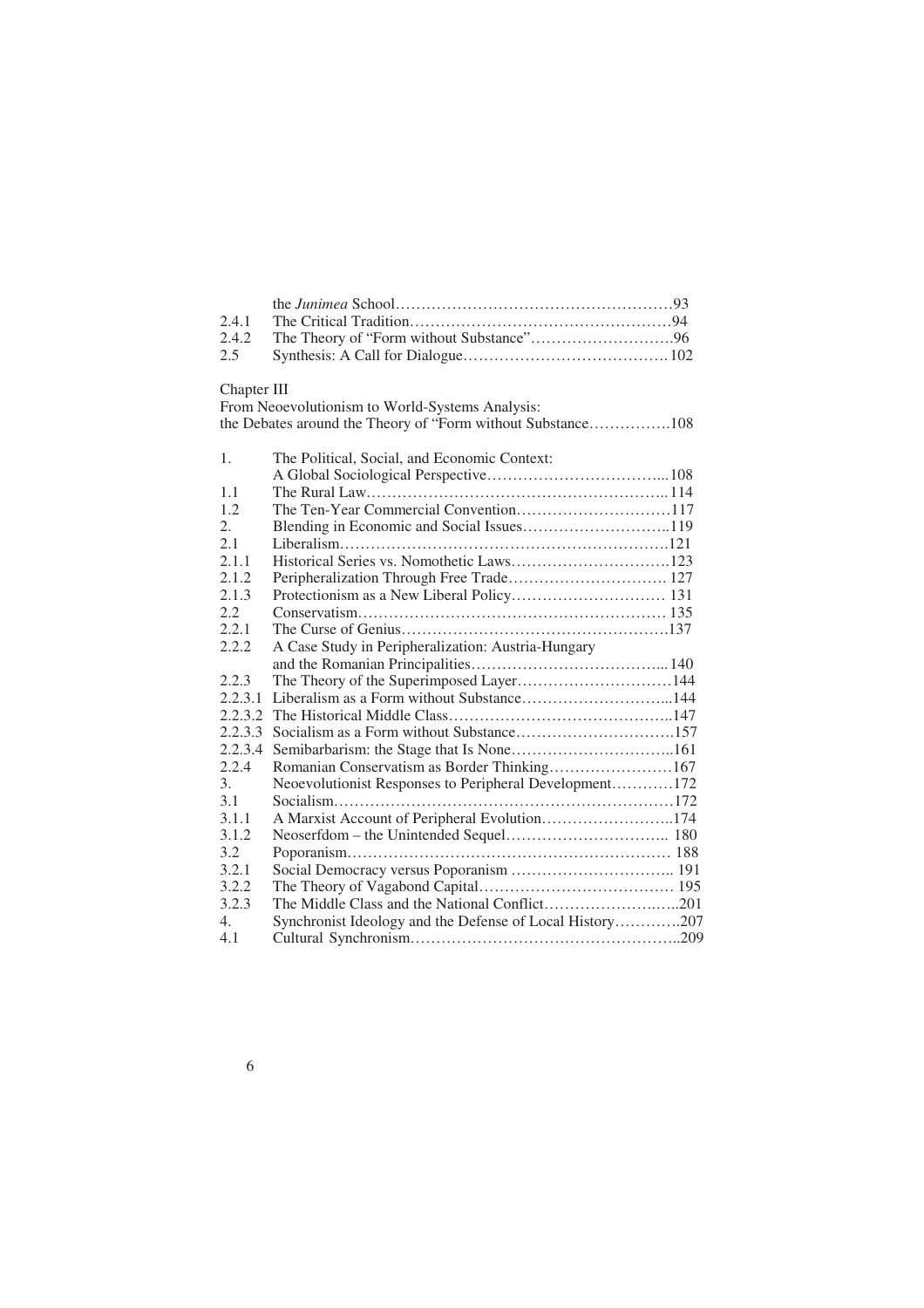| | |
|---|---|
| | the *Junimea* School……………………………………………93 |
| 2.4.1 | The Critical Tradition…………………………………………94 |
| 2.4.2 | The Theory of "Form without Substance"………………………96 |
| 2.5 | Synthesis: A Call for Dialogue………………………………… 102 |

Chapter III
From Neoevolutionism to World-Systems Analysis:
the Debates around the Theory of "Form without Substance"…………….108

| | |
|---|---|
| 1. | The Political, Social, and Economic Context: A Global Sociological Perspective……………………………...108 |
| 1.1 | The Rural Law………………………………………………... 114 |
| 1.2 | The Ten-Year Commercial Convention…………………………117 |
| 2. | Blending in Economic and Social Issues………………………..119 |
| 2.1 | Liberalism……………………………………………………….121 |
| 2.1.1 | Historical Series vs. Nomothetic Laws………………………….123 |
| 2.1.2 | Peripheralization Through Free Trade…………………………. 127 |
| 2.1.3 | Protectionism as a New Liberal Policy………………………… 131 |
| 2.2 | Conservatism…………………………………………………… 135 |
| 2.2.1 | The Curse of Genius…………………………………………….137 |
| 2.2.2 | A Case Study in Peripheralization: Austria-Hungary and the Romanian Principalities………………………………... 140 |
| 2.2.3 | The Theory of the Superimposed Layer…………………………144 |
| 2.2.3.1 | Liberalism as a Form without Substance………………………...144 |
| 2.2.3.2 | The Historical Middle Class……………………………………..147 |
| 2.2.3.3 | Socialism as a Form without Substance………………………….157 |
| 2.2.3.4 | Semibarbarism: the Stage that Is None…………………………..161 |
| 2.2.4 | Romanian Conservatism as Border Thinking……………………167 |
| 3. | Neoevolutionist Responses to Peripheral Development…………172 |
| 3.1 | Socialism…………………………………………………………172 |
| 3.1.1 | A Marxist Account of Peripheral Evolution……………………..174 |
| 3.1.2 | Neoserfdom – the Unintended Sequel………………………….. 180 |
| 3.2 | Poporanism……………………………………………………… 188 |
| 3.2.1 | Social Democracy versus Poporanism ………………………….. 191 |
| 3.2.2 | The Theory of Vagabond Capital………………………………. 195 |
| 3.2.3 | The Middle Class and the National Conflict……………………..201 |
| 4. | Synchronist Ideology and the Defense of Local History………….207 |
| 4.1 | Cultural Synchronism……………………………………………..209 |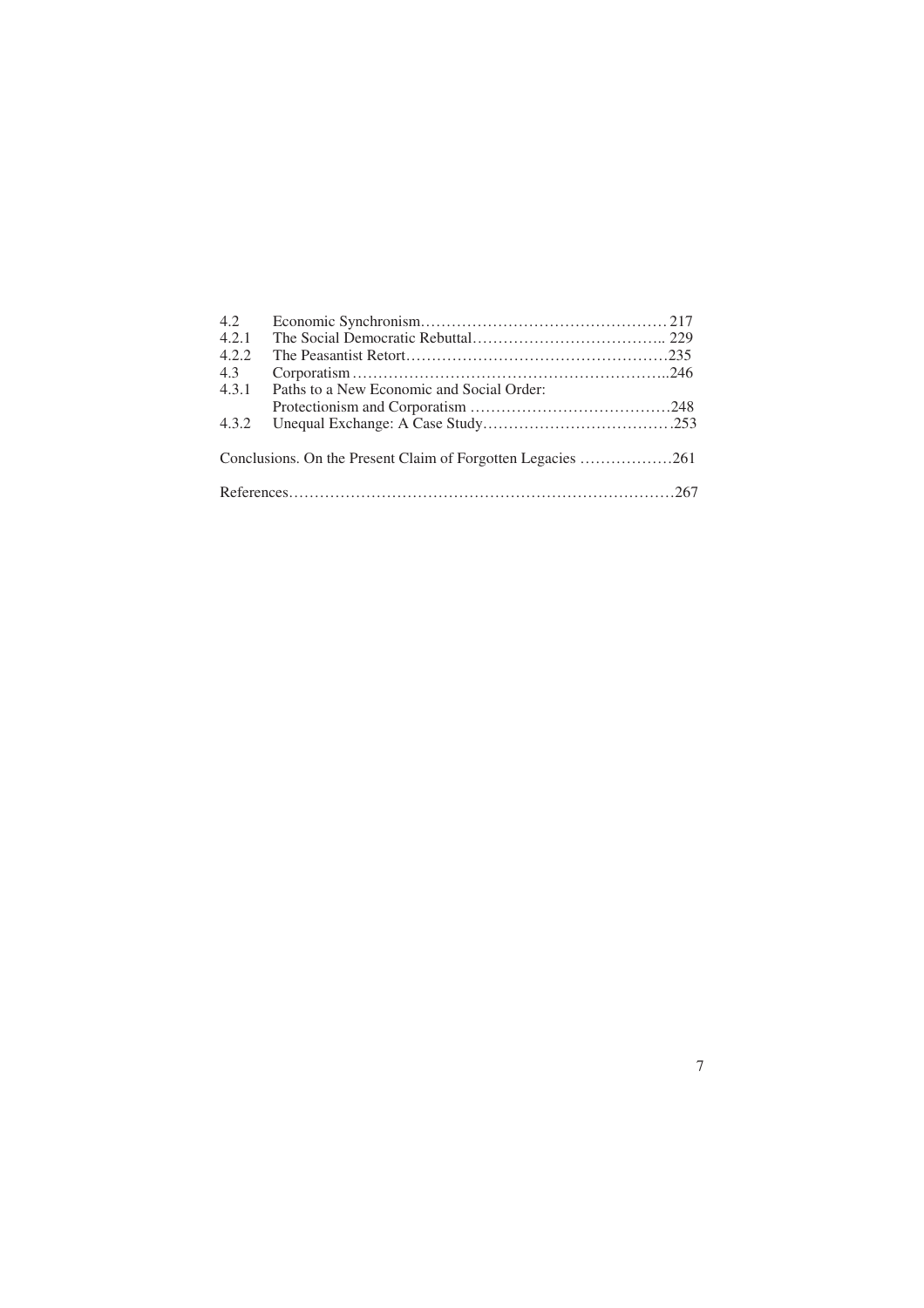4.2 Economic Synchronism ........................................... 217
4.2.1 The Social Democratic Rebuttal .................................. 229
4.2.2 The Peasantist Retort ............................................ 235
4.3 Corporatism ........................................................ 246
4.3.1 Paths to a New Economic and Social Order: Protectionism and Corporatism ....................................... 248
4.3.2 Unequal Exchange: A Case Study ................................ 253

Conclusions. On the Present Claim of Forgotten Legacies .................. 261

References ............................................................ 267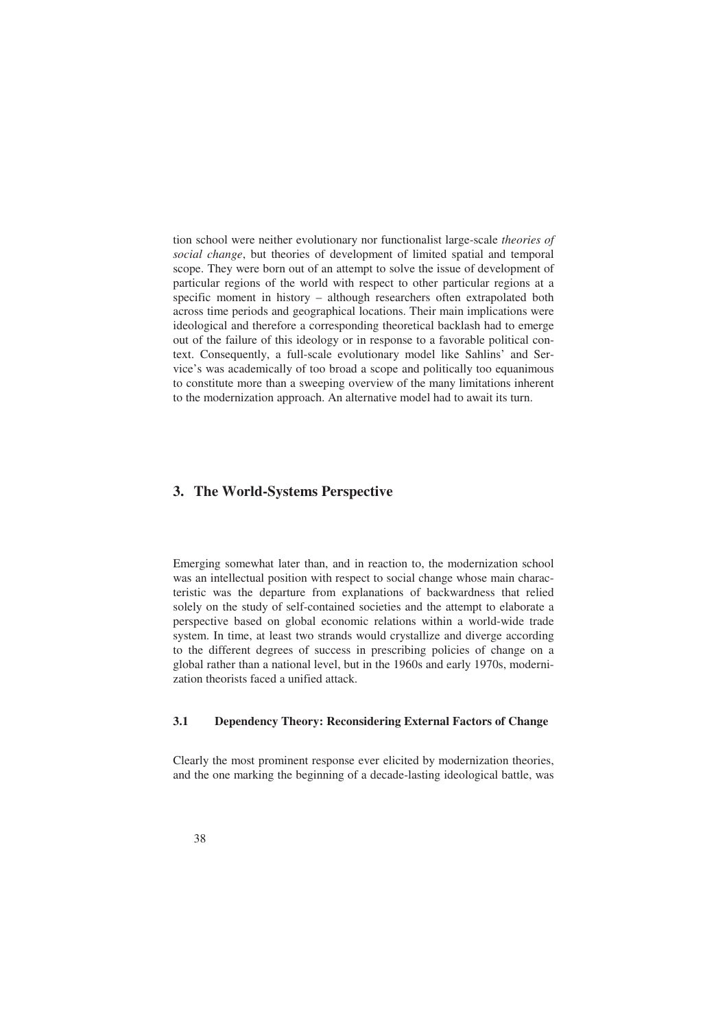tion school were neither evolutionary nor functionalist large-scale *theories of social change*, but theories of development of limited spatial and temporal scope. They were born out of an attempt to solve the issue of development of particular regions of the world with respect to other particular regions at a specific moment in history – although researchers often extrapolated both across time periods and geographical locations. Their main implications were ideological and therefore a corresponding theoretical backlash had to emerge out of the failure of this ideology or in response to a favorable political context. Consequently, a full-scale evolutionary model like Sahlins' and Service's was academically of too broad a scope and politically too equanimous to constitute more than a sweeping overview of the many limitations inherent to the modernization approach. An alternative model had to await its turn.

## 3. The World-Systems Perspective

Emerging somewhat later than, and in reaction to, the modernization school was an intellectual position with respect to social change whose main characteristic was the departure from explanations of backwardness that relied solely on the study of self-contained societies and the attempt to elaborate a perspective based on global economic relations within a world-wide trade system. In time, at least two strands would crystallize and diverge according to the different degrees of success in prescribing policies of change on a global rather than a national level, but in the 1960s and early 1970s, modernization theorists faced a unified attack.

### 3.1 Dependency Theory: Reconsidering External Factors of Change

Clearly the most prominent response ever elicited by modernization theories, and the one marking the beginning of a decade-lasting ideological battle, was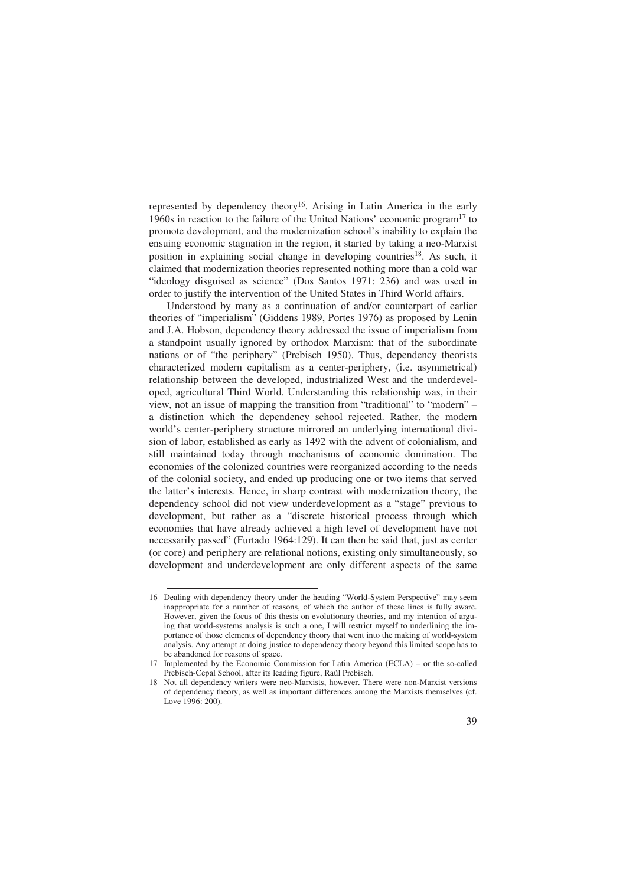represented by dependency theory[16]. Arising in Latin America in the early 1960s in reaction to the failure of the United Nations' economic program[17] to promote development, and the modernization school's inability to explain the ensuing economic stagnation in the region, it started by taking a neo-Marxist position in explaining social change in developing countries[18]. As such, it claimed that modernization theories represented nothing more than a cold war "ideology disguised as science" (Dos Santos 1971: 236) and was used in order to justify the intervention of the United States in Third World affairs.

Understood by many as a continuation of and/or counterpart of earlier theories of "imperialism" (Giddens 1989, Portes 1976) as proposed by Lenin and J.A. Hobson, dependency theory addressed the issue of imperialism from a standpoint usually ignored by orthodox Marxism: that of the subordinate nations or of "the periphery" (Prebisch 1950). Thus, dependency theorists characterized modern capitalism as a center-periphery, (i.e. asymmetrical) relationship between the developed, industrialized West and the underdeveloped, agricultural Third World. Understanding this relationship was, in their view, not an issue of mapping the transition from "traditional" to "modern" – a distinction which the dependency school rejected. Rather, the modern world's center-periphery structure mirrored an underlying international division of labor, established as early as 1492 with the advent of colonialism, and still maintained today through mechanisms of economic domination. The economies of the colonized countries were reorganized according to the needs of the colonial society, and ended up producing one or two items that served the latter's interests. Hence, in sharp contrast with modernization theory, the dependency school did not view underdevelopment as a "stage" previous to development, but rather as a "discrete historical process through which economies that have already achieved a high level of development have not necessarily passed" (Furtado 1964:129). It can then be said that, just as center (or core) and periphery are relational notions, existing only simultaneously, so development and underdevelopment are only different aspects of the same

---

16 Dealing with dependency theory under the heading "World-System Perspective" may seem inappropriate for a number of reasons, of which the author of these lines is fully aware. However, given the focus of this thesis on evolutionary theories, and my intention of arguing that world-systems analysis is such a one, I will restrict myself to underlining the importance of those elements of dependency theory that went into the making of world-system analysis. Any attempt at doing justice to dependency theory beyond this limited scope has to be abandoned for reasons of space.

17 Implemented by the Economic Commission for Latin America (ECLA) – or the so-called Prebisch-Cepal School, after its leading figure, Raúl Prebisch.

18 Not all dependency writers were neo-Marxists, however. There were non-Marxist versions of dependency theory, as well as important differences among the Marxists themselves (cf. Love 1996: 200).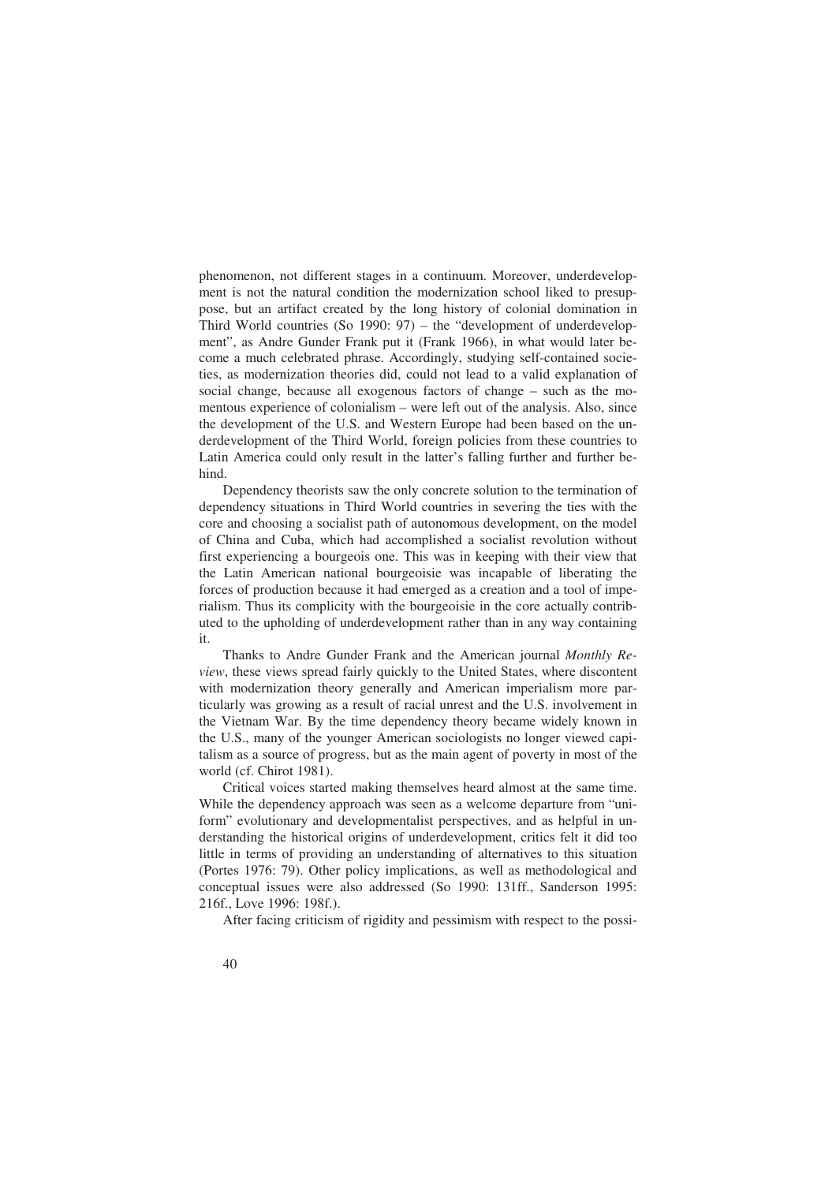phenomenon, not different stages in a continuum. Moreover, underdevelopment is not the natural condition the modernization school liked to presuppose, but an artifact created by the long history of colonial domination in Third World countries (So 1990: 97) – the "development of underdevelopment", as Andre Gunder Frank put it (Frank 1966), in what would later become a much celebrated phrase. Accordingly, studying self-contained societies, as modernization theories did, could not lead to a valid explanation of social change, because all exogenous factors of change – such as the momentous experience of colonialism – were left out of the analysis. Also, since the development of the U.S. and Western Europe had been based on the underdevelopment of the Third World, foreign policies from these countries to Latin America could only result in the latter's falling further and further behind.

Dependency theorists saw the only concrete solution to the termination of dependency situations in Third World countries in severing the ties with the core and choosing a socialist path of autonomous development, on the model of China and Cuba, which had accomplished a socialist revolution without first experiencing a bourgeois one. This was in keeping with their view that the Latin American national bourgeoisie was incapable of liberating the forces of production because it had emerged as a creation and a tool of imperialism. Thus its complicity with the bourgeoisie in the core actually contributed to the upholding of underdevelopment rather than in any way containing it.

Thanks to Andre Gunder Frank and the American journal *Monthly Review*, these views spread fairly quickly to the United States, where discontent with modernization theory generally and American imperialism more particularly was growing as a result of racial unrest and the U.S. involvement in the Vietnam War. By the time dependency theory became widely known in the U.S., many of the younger American sociologists no longer viewed capitalism as a source of progress, but as the main agent of poverty in most of the world (cf. Chirot 1981).

Critical voices started making themselves heard almost at the same time. While the dependency approach was seen as a welcome departure from "uniform" evolutionary and developmentalist perspectives, and as helpful in understanding the historical origins of underdevelopment, critics felt it did too little in terms of providing an understanding of alternatives to this situation (Portes 1976: 79). Other policy implications, as well as methodological and conceptual issues were also addressed (So 1990: 131ff., Sanderson 1995: 216f., Love 1996: 198f.).

After facing criticism of rigidity and pessimism with respect to the possi-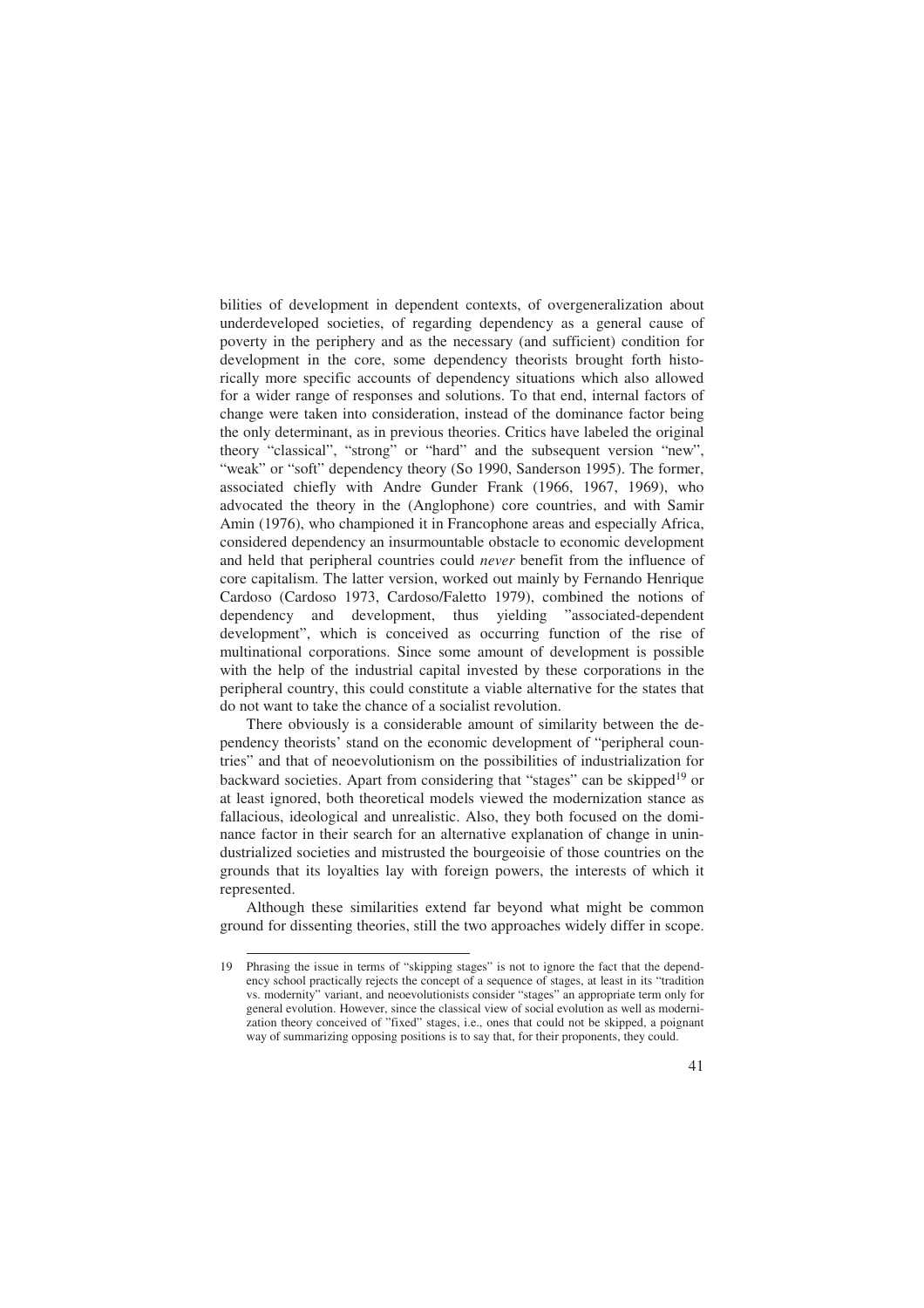bilities of development in dependent contexts, of overgeneralization about underdeveloped societies, of regarding dependency as a general cause of poverty in the periphery and as the necessary (and sufficient) condition for development in the core, some dependency theorists brought forth historically more specific accounts of dependency situations which also allowed for a wider range of responses and solutions. To that end, internal factors of change were taken into consideration, instead of the dominance factor being the only determinant, as in previous theories. Critics have labeled the original theory "classical", "strong" or "hard" and the subsequent version "new", "weak" or "soft" dependency theory (So 1990, Sanderson 1995). The former, associated chiefly with Andre Gunder Frank (1966, 1967, 1969), who advocated the theory in the (Anglophone) core countries, and with Samir Amin (1976), who championed it in Francophone areas and especially Africa, considered dependency an insurmountable obstacle to economic development and held that peripheral countries could *never* benefit from the influence of core capitalism. The latter version, worked out mainly by Fernando Henrique Cardoso (Cardoso 1973, Cardoso/Faletto 1979), combined the notions of dependency and development, thus yielding "associated-dependent development", which is conceived as occurring function of the rise of multinational corporations. Since some amount of development is possible with the help of the industrial capital invested by these corporations in the peripheral country, this could constitute a viable alternative for the states that do not want to take the chance of a socialist revolution.

There obviously is a considerable amount of similarity between the dependency theorists' stand on the economic development of "peripheral countries" and that of neoevolutionism on the possibilities of industrialization for backward societies. Apart from considering that "stages" can be skipped[19] or at least ignored, both theoretical models viewed the modernization stance as fallacious, ideological and unrealistic. Also, they both focused on the dominance factor in their search for an alternative explanation of change in unindustrialized societies and mistrusted the bourgeoisie of those countries on the grounds that its loyalties lay with foreign powers, the interests of which it represented.

Although these similarities extend far beyond what might be common ground for dissenting theories, still the two approaches widely differ in scope.

---

19 Phrasing the issue in terms of "skipping stages" is not to ignore the fact that the dependency school practically rejects the concept of a sequence of stages, at least in its "tradition vs. modernity" variant, and neoevolutionists consider "stages" an appropriate term only for general evolution. However, since the classical view of social evolution as well as modernization theory conceived of "fixed" stages, i.e., ones that could not be skipped, a poignant way of summarizing opposing positions is to say that, for their proponents, they could.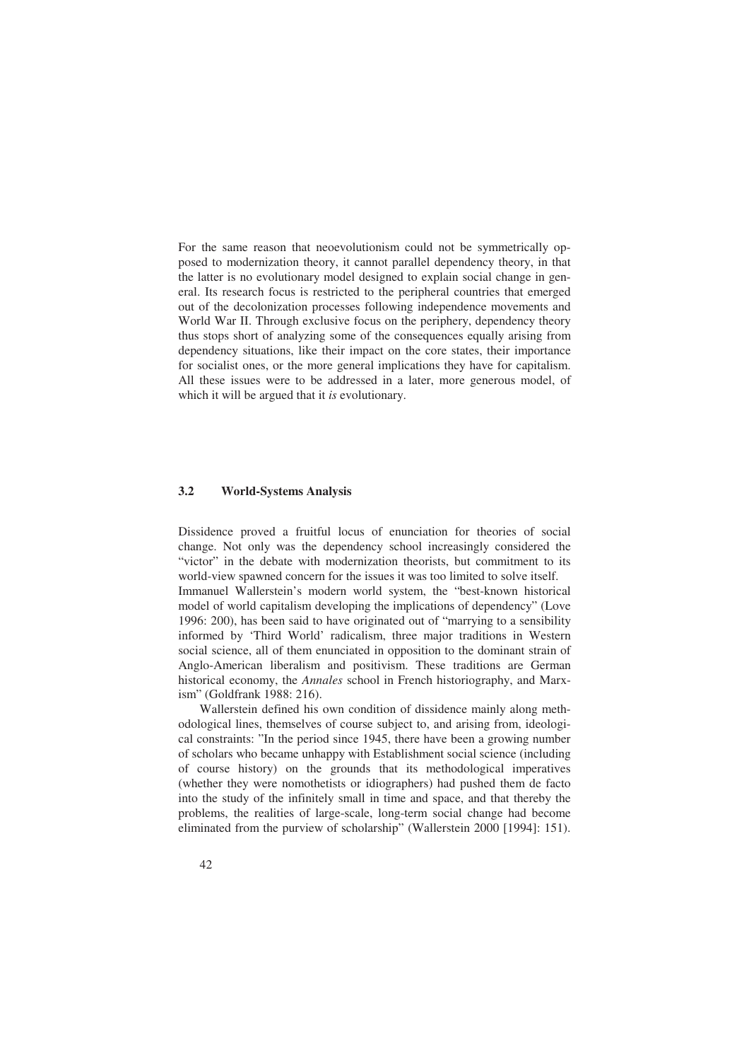For the same reason that neoevolutionism could not be symmetrically opposed to modernization theory, it cannot parallel dependency theory, in that the latter is no evolutionary model designed to explain social change in general. Its research focus is restricted to the peripheral countries that emerged out of the decolonization processes following independence movements and World War II. Through exclusive focus on the periphery, dependency theory thus stops short of analyzing some of the consequences equally arising from dependency situations, like their impact on the core states, their importance for socialist ones, or the more general implications they have for capitalism. All these issues were to be addressed in a later, more generous model, of which it will be argued that it *is* evolutionary.

## 3.2 World-Systems Analysis

Dissidence proved a fruitful locus of enunciation for theories of social change. Not only was the dependency school increasingly considered the "victor" in the debate with modernization theorists, but commitment to its world-view spawned concern for the issues it was too limited to solve itself. Immanuel Wallerstein's modern world system, the "best-known historical model of world capitalism developing the implications of dependency" (Love 1996: 200), has been said to have originated out of "marrying to a sensibility informed by 'Third World' radicalism, three major traditions in Western social science, all of them enunciated in opposition to the dominant strain of Anglo-American liberalism and positivism. These traditions are German historical economy, the *Annales* school in French historiography, and Marxism" (Goldfrank 1988: 216).

Wallerstein defined his own condition of dissidence mainly along methodological lines, themselves of course subject to, and arising from, ideological constraints: "In the period since 1945, there have been a growing number of scholars who became unhappy with Establishment social science (including of course history) on the grounds that its methodological imperatives (whether they were nomothetists or idiographers) had pushed them de facto into the study of the infinitely small in time and space, and that thereby the problems, the realities of large-scale, long-term social change had become eliminated from the purview of scholarship" (Wallerstein 2000 [1994]: 151).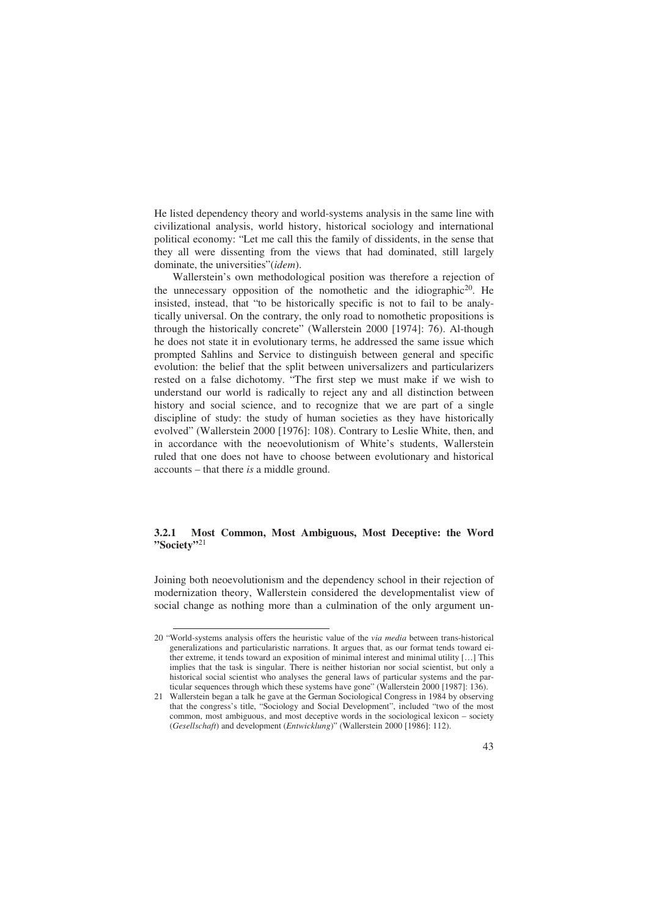He listed dependency theory and world-systems analysis in the same line with civilizational analysis, world history, historical sociology and international political economy: "Let me call this the family of dissidents, in the sense that they all were dissenting from the views that had dominated, still largely dominate, the universities"(*idem*).

Wallerstein's own methodological position was therefore a rejection of the unnecessary opposition of the nomothetic and the idiographic[20]. He insisted, instead, that "to be historically specific is not to fail to be analytically universal. On the contrary, the only road to nomothetic propositions is through the historically concrete" (Wallerstein 2000 [1974]: 76). Al-though he does not state it in evolutionary terms, he addressed the same issue which prompted Sahlins and Service to distinguish between general and specific evolution: the belief that the split between universalizers and particularizers rested on a false dichotomy. "The first step we must make if we wish to understand our world is radically to reject any and all distinction between history and social science, and to recognize that we are part of a single discipline of study: the study of human societies as they have historically evolved" (Wallerstein 2000 [1976]: 108). Contrary to Leslie White, then, and in accordance with the neoevolutionism of White's students, Wallerstein ruled that one does not have to choose between evolutionary and historical accounts – that there *is* a middle ground.

### 3.2.1 Most Common, Most Ambiguous, Most Deceptive: the Word "Society"[21]

Joining both neoevolutionism and the dependency school in their rejection of modernization theory, Wallerstein considered the developmentalist view of social change as nothing more than a culmination of the only argument un-

---

20 "World-systems analysis offers the heuristic value of the *via media* between trans-historical generalizations and particularistic narrations. It argues that, as our format tends toward either extreme, it tends toward an exposition of minimal interest and minimal utility […] This implies that the task is singular. There is neither historian nor social scientist, but only a historical social scientist who analyses the general laws of particular systems and the particular sequences through which these systems have gone" (Wallerstein 2000 [1987]: 136).

21 Wallerstein began a talk he gave at the German Sociological Congress in 1984 by observing that the congress's title, "Sociology and Social Development", included "two of the most common, most ambiguous, and most deceptive words in the sociological lexicon – society (*Gesellschaft*) and development (*Entwicklung*)" (Wallerstein 2000 [1986]: 112).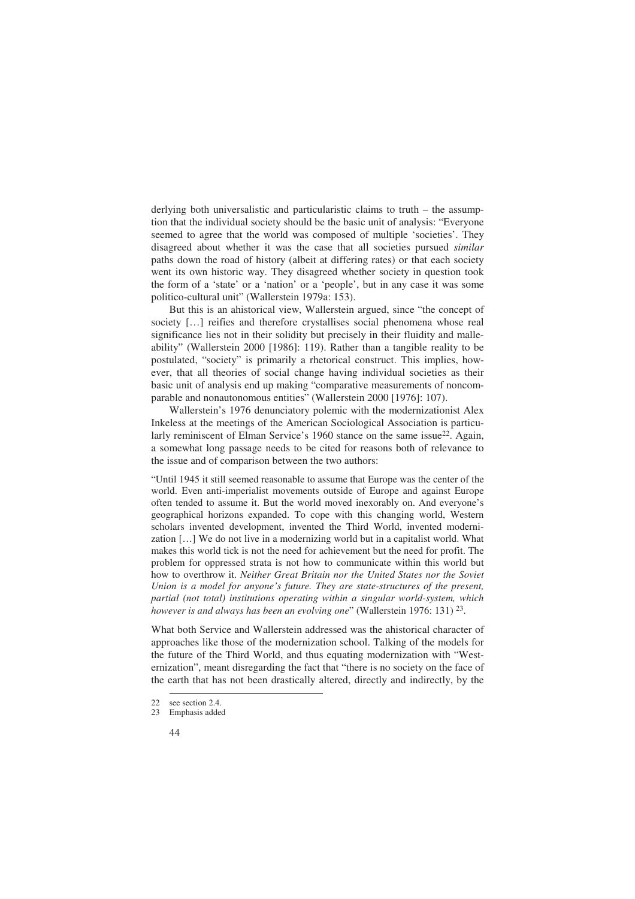derlying both universalistic and particularistic claims to truth – the assumption that the individual society should be the basic unit of analysis: "Everyone seemed to agree that the world was composed of multiple 'societies'. They disagreed about whether it was the case that all societies pursued *similar* paths down the road of history (albeit at differing rates) or that each society went its own historic way. They disagreed whether society in question took the form of a 'state' or a 'nation' or a 'people', but in any case it was some politico-cultural unit" (Wallerstein 1979a: 153).

But this is an ahistorical view, Wallerstein argued, since "the concept of society […] reifies and therefore crystallises social phenomena whose real significance lies not in their solidity but precisely in their fluidity and malleability" (Wallerstein 2000 [1986]: 119). Rather than a tangible reality to be postulated, "society" is primarily a rhetorical construct. This implies, however, that all theories of social change having individual societies as their basic unit of analysis end up making "comparative measurements of noncomparable and nonautonomous entities" (Wallerstein 2000 [1976]: 107).

Wallerstein's 1976 denunciatory polemic with the modernizationist Alex Inkeless at the meetings of the American Sociological Association is particularly reminiscent of Elman Service's 1960 stance on the same issue[22]. Again, a somewhat long passage needs to be cited for reasons both of relevance to the issue and of comparison between the two authors:

> "Until 1945 it still seemed reasonable to assume that Europe was the center of the world. Even anti-imperialist movements outside of Europe and against Europe often tended to assume it. But the world moved inexorably on. And everyone's geographical horizons expanded. To cope with this changing world, Western scholars invented development, invented the Third World, invented modernization […] We do not live in a modernizing world but in a capitalist world. What makes this world tick is not the need for achievement but the need for profit. The problem for oppressed strata is not how to communicate within this world but how to overthrow it. *Neither Great Britain nor the United States nor the Soviet Union is a model for anyone's future. They are state-structures of the present, partial (not total) institutions operating within a singular world-system, which however is and always has been an evolving one*" (Wallerstein 1976: 131) [23].

What both Service and Wallerstein addressed was the ahistorical character of approaches like those of the modernization school. Talking of the models for the future of the Third World, and thus equating modernization with "Westernization", meant disregarding the fact that "there is no society on the face of the earth that has not been drastically altered, directly and indirectly, by the

---

22 see section 2.4.

23 Emphasis added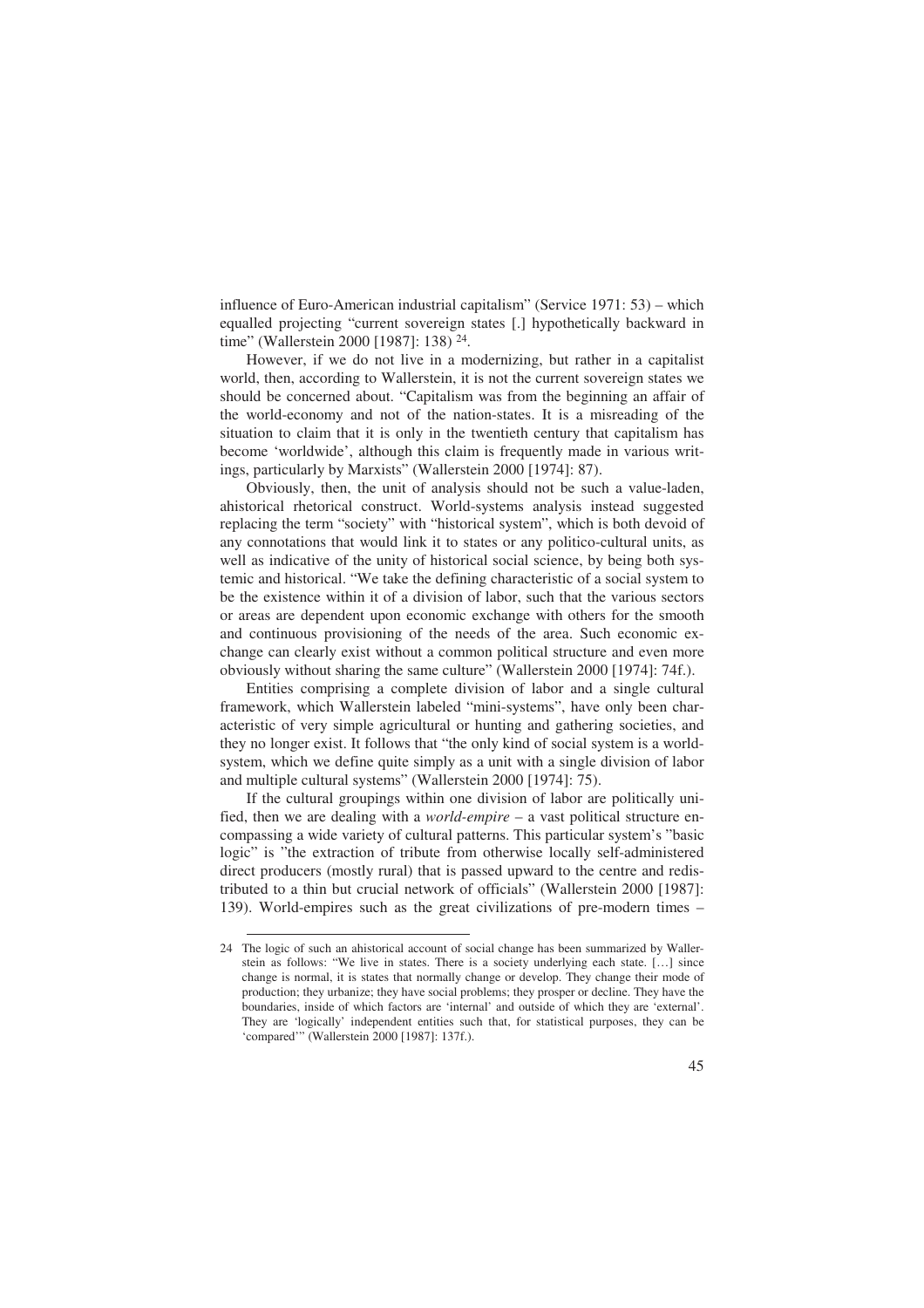influence of Euro-American industrial capitalism" (Service 1971: 53) – which equalled projecting "current sovereign states [.] hypothetically backward in time" (Wallerstein 2000 [1987]: 138) [24].

However, if we do not live in a modernizing, but rather in a capitalist world, then, according to Wallerstein, it is not the current sovereign states we should be concerned about. "Capitalism was from the beginning an affair of the world-economy and not of the nation-states. It is a misreading of the situation to claim that it is only in the twentieth century that capitalism has become 'worldwide', although this claim is frequently made in various writings, particularly by Marxists" (Wallerstein 2000 [1974]: 87).

Obviously, then, the unit of analysis should not be such a value-laden, ahistorical rhetorical construct. World-systems analysis instead suggested replacing the term "society" with "historical system", which is both devoid of any connotations that would link it to states or any politico-cultural units, as well as indicative of the unity of historical social science, by being both systemic and historical. "We take the defining characteristic of a social system to be the existence within it of a division of labor, such that the various sectors or areas are dependent upon economic exchange with others for the smooth and continuous provisioning of the needs of the area. Such economic exchange can clearly exist without a common political structure and even more obviously without sharing the same culture" (Wallerstein 2000 [1974]: 74f.).

Entities comprising a complete division of labor and a single cultural framework, which Wallerstein labeled "mini-systems", have only been characteristic of very simple agricultural or hunting and gathering societies, and they no longer exist. It follows that "the only kind of social system is a world-system, which we define quite simply as a unit with a single division of labor and multiple cultural systems" (Wallerstein 2000 [1974]: 75).

If the cultural groupings within one division of labor are politically unified, then we are dealing with a *world-empire* – a vast political structure encompassing a wide variety of cultural patterns. This particular system's "basic logic" is "the extraction of tribute from otherwise locally self-administered direct producers (mostly rural) that is passed upward to the centre and redistributed to a thin but crucial network of officials" (Wallerstein 2000 [1987]: 139). World-empires such as the great civilizations of pre-modern times –

---

24 The logic of such an ahistorical account of social change has been summarized by Wallerstein as follows: "We live in states. There is a society underlying each state. […] since change is normal, it is states that normally change or develop. They change their mode of production; they urbanize; they have social problems; they prosper or decline. They have the boundaries, inside of which factors are 'internal' and outside of which they are 'external'. They are 'logically' independent entities such that, for statistical purposes, they can be 'compared'" (Wallerstein 2000 [1987]: 137f.).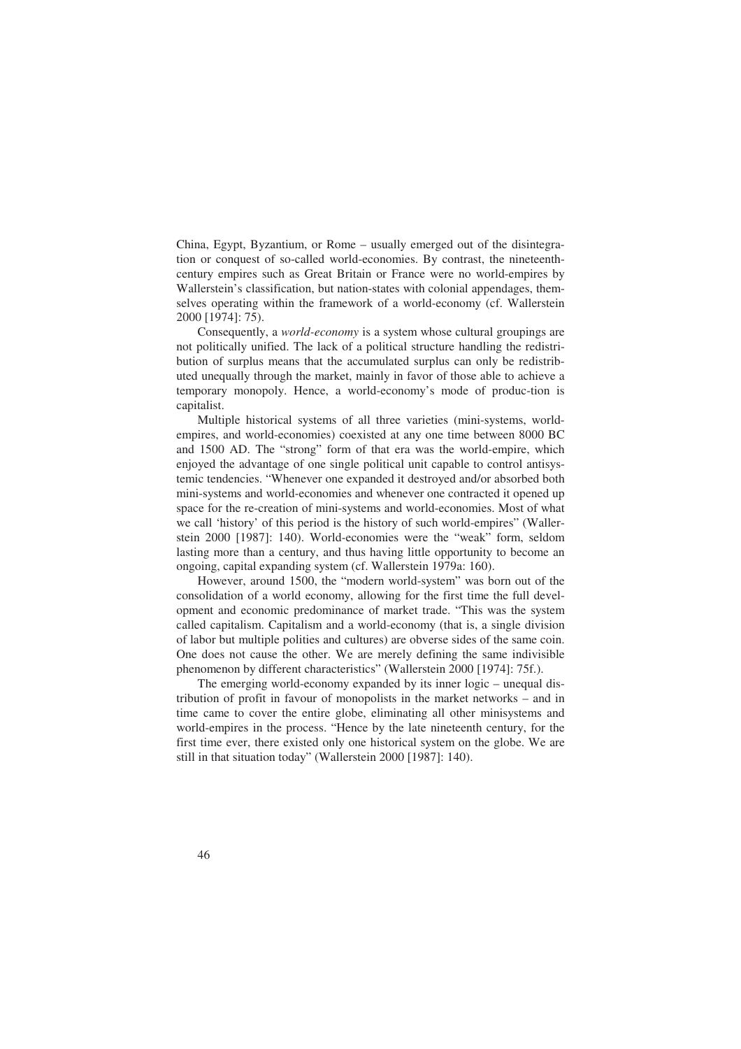China, Egypt, Byzantium, or Rome – usually emerged out of the disintegration or conquest of so-called world-economies. By contrast, the nineteenth-century empires such as Great Britain or France were no world-empires by Wallerstein's classification, but nation-states with colonial appendages, themselves operating within the framework of a world-economy (cf. Wallerstein 2000 [1974]: 75).

Consequently, a *world-economy* is a system whose cultural groupings are not politically unified. The lack of a political structure handling the redistribution of surplus means that the accumulated surplus can only be redistributed unequally through the market, mainly in favor of those able to achieve a temporary monopoly. Hence, a world-economy's mode of produc-tion is capitalist.

Multiple historical systems of all three varieties (mini-systems, world-empires, and world-economies) coexisted at any one time between 8000 BC and 1500 AD. The "strong" form of that era was the world-empire, which enjoyed the advantage of one single political unit capable to control antisystemic tendencies. "Whenever one expanded it destroyed and/or absorbed both mini-systems and world-economies and whenever one contracted it opened up space for the re-creation of mini-systems and world-economies. Most of what we call 'history' of this period is the history of such world-empires" (Wallerstein 2000 [1987]: 140). World-economies were the "weak" form, seldom lasting more than a century, and thus having little opportunity to become an ongoing, capital expanding system (cf. Wallerstein 1979a: 160).

However, around 1500, the "modern world-system" was born out of the consolidation of a world economy, allowing for the first time the full development and economic predominance of market trade. "This was the system called capitalism. Capitalism and a world-economy (that is, a single division of labor but multiple polities and cultures) are obverse sides of the same coin. One does not cause the other. We are merely defining the same indivisible phenomenon by different characteristics" (Wallerstein 2000 [1974]: 75f.).

The emerging world-economy expanded by its inner logic – unequal distribution of profit in favour of monopolists in the market networks – and in time came to cover the entire globe, eliminating all other minisystems and world-empires in the process. "Hence by the late nineteenth century, for the first time ever, there existed only one historical system on the globe. We are still in that situation today" (Wallerstein 2000 [1987]: 140).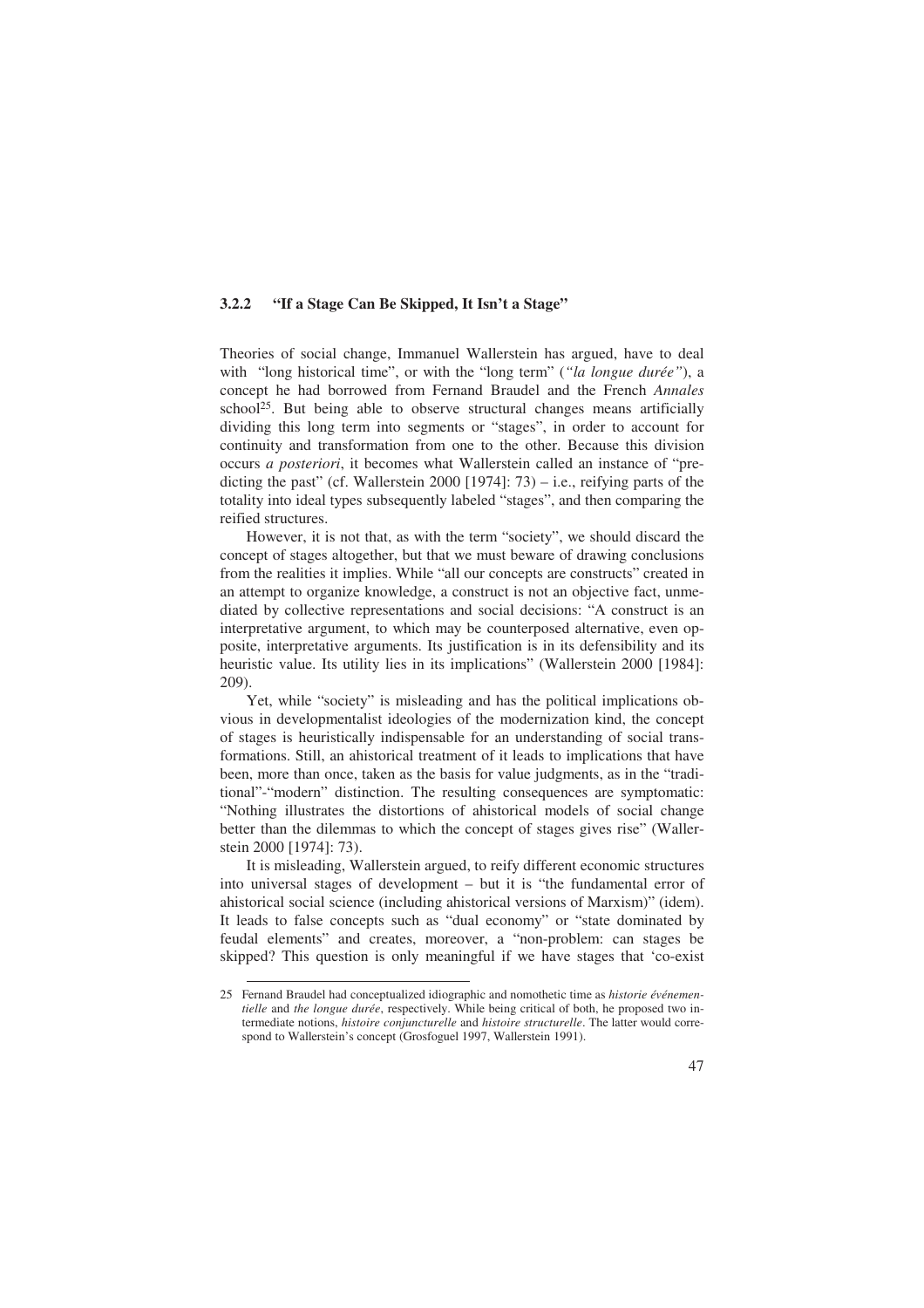### 3.2.2 "If a Stage Can Be Skipped, It Isn't a Stage"

Theories of social change, Immanuel Wallerstein has argued, have to deal with "long historical time", or with the "long term" (*"la longue durée"*), a concept he had borrowed from Fernand Braudel and the French *Annales* school[25]. But being able to observe structural changes means artificially dividing this long term into segments or "stages", in order to account for continuity and transformation from one to the other. Because this division occurs *a posteriori*, it becomes what Wallerstein called an instance of "predicting the past" (cf. Wallerstein 2000 [1974]: 73) – i.e., reifying parts of the totality into ideal types subsequently labeled "stages", and then comparing the reified structures.

However, it is not that, as with the term "society", we should discard the concept of stages altogether, but that we must beware of drawing conclusions from the realities it implies. While "all our concepts are constructs" created in an attempt to organize knowledge, a construct is not an objective fact, unmediated by collective representations and social decisions: "A construct is an interpretative argument, to which may be counterposed alternative, even opposite, interpretative arguments. Its justification is in its defensibility and its heuristic value. Its utility lies in its implications" (Wallerstein 2000 [1984]: 209).

Yet, while "society" is misleading and has the political implications obvious in developmentalist ideologies of the modernization kind, the concept of stages is heuristically indispensable for an understanding of social transformations. Still, an ahistorical treatment of it leads to implications that have been, more than once, taken as the basis for value judgments, as in the "traditional"-"modern" distinction. The resulting consequences are symptomatic: "Nothing illustrates the distortions of ahistorical models of social change better than the dilemmas to which the concept of stages gives rise" (Wallerstein 2000 [1974]: 73).

It is misleading, Wallerstein argued, to reify different economic structures into universal stages of development – but it is "the fundamental error of ahistorical social science (including ahistorical versions of Marxism)" (idem). It leads to false concepts such as "dual economy" or "state dominated by feudal elements" and creates, moreover, a "non-problem: can stages be skipped? This question is only meaningful if we have stages that 'co-exist

---

25 Fernand Braudel had conceptualized idiographic and nomothetic time as *historie événementielle* and *the longue durée*, respectively. While being critical of both, he proposed two intermediate notions, *histoire conjuncturelle* and *histoire structurelle*. The latter would correspond to Wallerstein's concept (Grosfoguel 1997, Wallerstein 1991).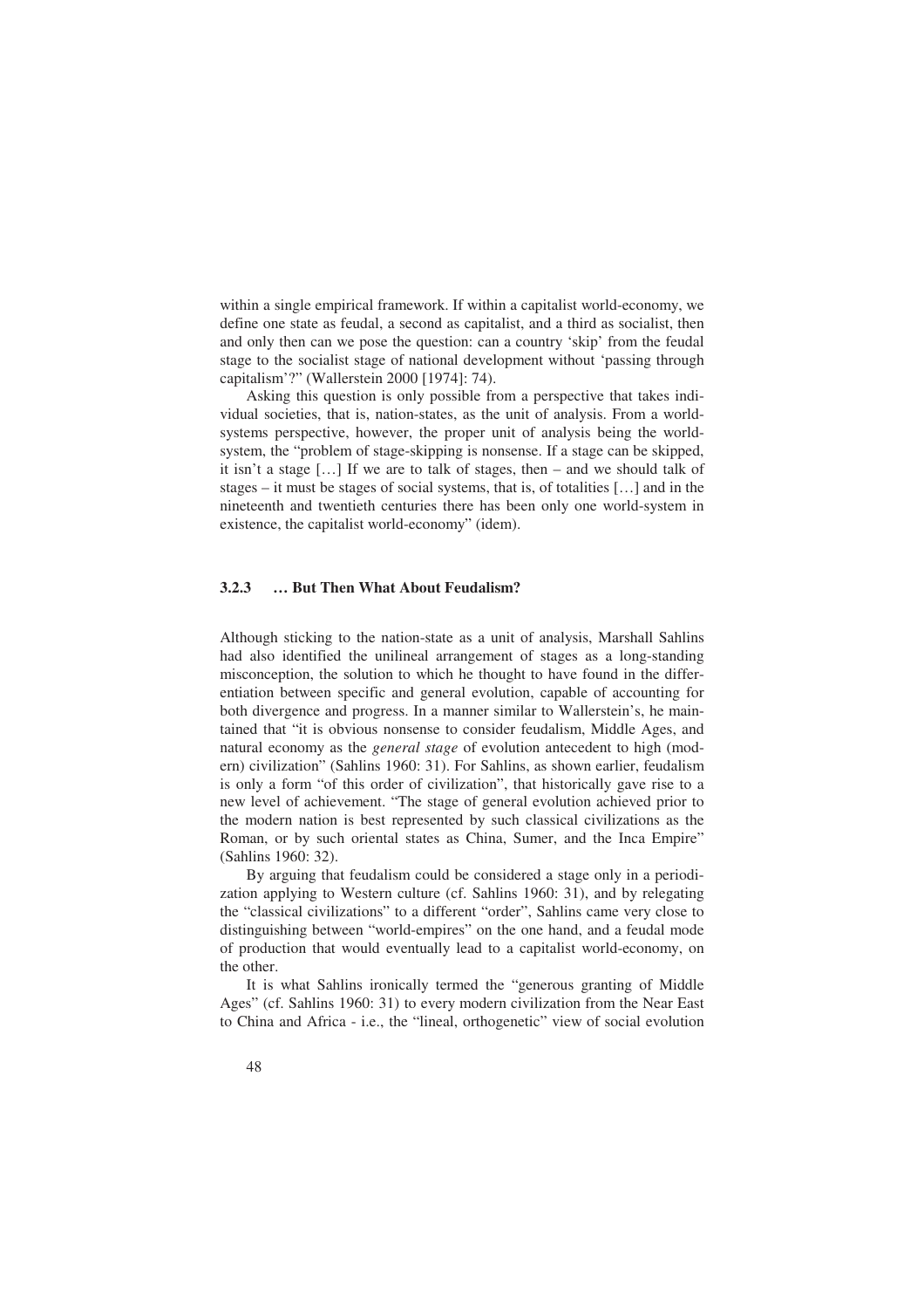within a single empirical framework. If within a capitalist world-economy, we define one state as feudal, a second as capitalist, and a third as socialist, then and only then can we pose the question: can a country 'skip' from the feudal stage to the socialist stage of national development without 'passing through capitalism'?" (Wallerstein 2000 [1974]: 74).

Asking this question is only possible from a perspective that takes individual societies, that is, nation-states, as the unit of analysis. From a world-systems perspective, however, the proper unit of analysis being the world-system, the "problem of stage-skipping is nonsense. If a stage can be skipped, it isn't a stage […] If we are to talk of stages, then – and we should talk of stages – it must be stages of social systems, that is, of totalities […] and in the nineteenth and twentieth centuries there has been only one world-system in existence, the capitalist world-economy" (idem).

### 3.2.3 … But Then What About Feudalism?

Although sticking to the nation-state as a unit of analysis, Marshall Sahlins had also identified the unilineal arrangement of stages as a long-standing misconception, the solution to which he thought to have found in the differentiation between specific and general evolution, capable of accounting for both divergence and progress. In a manner similar to Wallerstein's, he maintained that "it is obvious nonsense to consider feudalism, Middle Ages, and natural economy as the *general stage* of evolution antecedent to high (modern) civilization" (Sahlins 1960: 31). For Sahlins, as shown earlier, feudalism is only a form "of this order of civilization", that historically gave rise to a new level of achievement. "The stage of general evolution achieved prior to the modern nation is best represented by such classical civilizations as the Roman, or by such oriental states as China, Sumer, and the Inca Empire" (Sahlins 1960: 32).

By arguing that feudalism could be considered a stage only in a periodization applying to Western culture (cf. Sahlins 1960: 31), and by relegating the "classical civilizations" to a different "order", Sahlins came very close to distinguishing between "world-empires" on the one hand, and a feudal mode of production that would eventually lead to a capitalist world-economy, on the other.

It is what Sahlins ironically termed the "generous granting of Middle Ages" (cf. Sahlins 1960: 31) to every modern civilization from the Near East to China and Africa - i.e., the "lineal, orthogenetic" view of social evolution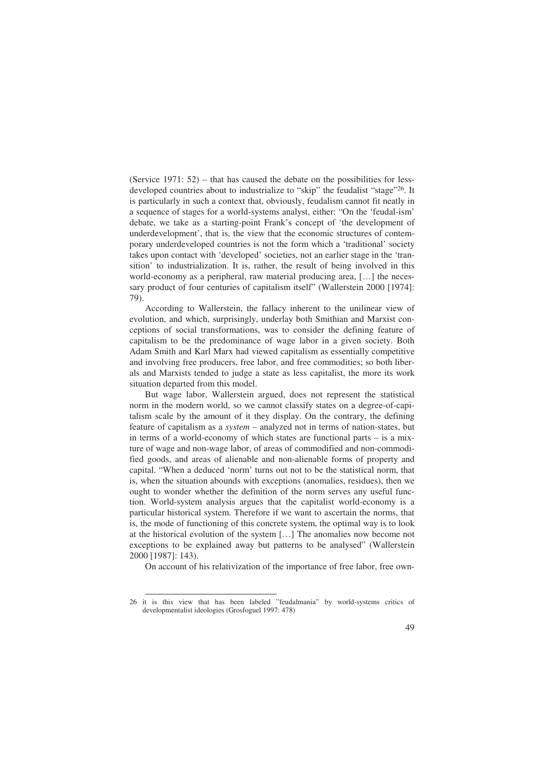(Service 1971: 52) – that has caused the debate on the possibilities for less-developed countries about to industrialize to "skip" the feudalist "stage"[26]. It is particularly in such a context that, obviously, feudalism cannot fit neatly in a sequence of stages for a world-systems analyst, either: "On the 'feudal-ism' debate, we take as a starting-point Frank's concept of 'the development of underdevelopment', that is, the view that the economic structures of contemporary underdeveloped countries is not the form which a 'traditional' society takes upon contact with 'developed' societies, not an earlier stage in the 'transition' to industrialization. It is, rather, the result of being involved in this world-economy as a peripheral, raw material producing area, […] the necessary product of four centuries of capitalism itself" (Wallerstein 2000 [1974]: 79).

According to Wallerstein, the fallacy inherent to the unilinear view of evolution, and which, surprisingly, underlay both Smithian and Marxist conceptions of social transformations, was to consider the defining feature of capitalism to be the predominance of wage labor in a given society. Both Adam Smith and Karl Marx had viewed capitalism as essentially competitive and involving free producers, free labor, and free commodities; so both liberals and Marxists tended to judge a state as less capitalist, the more its work situation departed from this model.

But wage labor, Wallerstein argued, does not represent the statistical norm in the modern world, so we cannot classify states on a degree-of-capitalism scale by the amount of it they display. On the contrary, the defining feature of capitalism as a *system* – analyzed not in terms of nation-states, but in terms of a world-economy of which states are functional parts – is a mixture of wage and non-wage labor, of areas of commodified and non-commodified goods, and areas of alienable and non-alienable forms of property and capital. "When a deduced 'norm' turns out not to be the statistical norm, that is, when the situation abounds with exceptions (anomalies, residues), then we ought to wonder whether the definition of the norm serves any useful function. World-system analysis argues that the capitalist world-economy is a particular historical system. Therefore if we want to ascertain the norms, that is, the mode of functioning of this concrete system, the optimal way is to look at the historical evolution of the system […] The anomalies now become not exceptions to be explained away but patterns to be analysed" (Wallerstein 2000 [1987]: 143).

On account of his relativization of the importance of free labor, free own-

---

26 it is this view that has been labeled "feudalmania" by world-systems critics of developmentalist ideologies (Grosfoguel 1997: 478)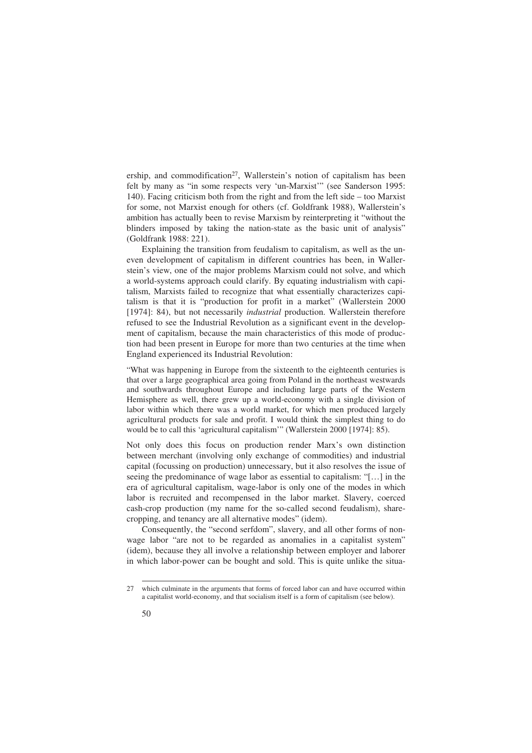ership, and commodification[27], Wallerstein's notion of capitalism has been felt by many as "in some respects very 'un-Marxist'" (see Sanderson 1995: 140). Facing criticism both from the right and from the left side – too Marxist for some, not Marxist enough for others (cf. Goldfrank 1988), Wallerstein's ambition has actually been to revise Marxism by reinterpreting it "without the blinders imposed by taking the nation-state as the basic unit of analysis" (Goldfrank 1988: 221).

Explaining the transition from feudalism to capitalism, as well as the uneven development of capitalism in different countries has been, in Wallerstein's view, one of the major problems Marxism could not solve, and which a world-systems approach could clarify. By equating industrialism with capitalism, Marxists failed to recognize that what essentially characterizes capitalism is that it is "production for profit in a market" (Wallerstein 2000 [1974]: 84), but not necessarily *industrial* production. Wallerstein therefore refused to see the Industrial Revolution as a significant event in the development of capitalism, because the main characteristics of this mode of production had been present in Europe for more than two centuries at the time when England experienced its Industrial Revolution:

> "What was happening in Europe from the sixteenth to the eighteenth centuries is that over a large geographical area going from Poland in the northeast westwards and southwards throughout Europe and including large parts of the Western Hemisphere as well, there grew up a world-economy with a single division of labor within which there was a world market, for which men produced largely agricultural products for sale and profit. I would think the simplest thing to do would be to call this 'agricultural capitalism'" (Wallerstein 2000 [1974]: 85).

Not only does this focus on production render Marx's own distinction between merchant (involving only exchange of commodities) and industrial capital (focussing on production) unnecessary, but it also resolves the issue of seeing the predominance of wage labor as essential to capitalism: "[…] in the era of agricultural capitalism, wage-labor is only one of the modes in which labor is recruited and recompensed in the labor market. Slavery, coerced cash-crop production (my name for the so-called second feudalism), sharecropping, and tenancy are all alternative modes" (idem).

Consequently, the "second serfdom", slavery, and all other forms of non-wage labor "are not to be regarded as anomalies in a capitalist system" (idem), because they all involve a relationship between employer and laborer in which labor-power can be bought and sold. This is quite unlike the situa-

---

27 which culminate in the arguments that forms of forced labor can and have occurred within a capitalist world-economy, and that socialism itself is a form of capitalism (see below).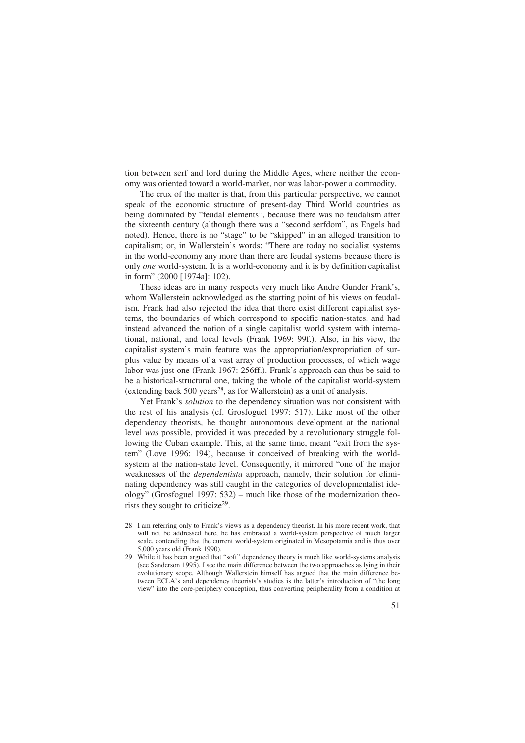tion between serf and lord during the Middle Ages, where neither the economy was oriented toward a world-market, nor was labor-power a commodity.

The crux of the matter is that, from this particular perspective, we cannot speak of the economic structure of present-day Third World countries as being dominated by "feudal elements", because there was no feudalism after the sixteenth century (although there was a "second serfdom", as Engels had noted). Hence, there is no "stage" to be "skipped" in an alleged transition to capitalism; or, in Wallerstein's words: "There are today no socialist systems in the world-economy any more than there are feudal systems because there is only *one* world-system. It is a world-economy and it is by definition capitalist in form" (2000 [1974a]: 102).

These ideas are in many respects very much like Andre Gunder Frank's, whom Wallerstein acknowledged as the starting point of his views on feudalism. Frank had also rejected the idea that there exist different capitalist systems, the boundaries of which correspond to specific nation-states, and had instead advanced the notion of a single capitalist world system with international, national, and local levels (Frank 1969: 99f.). Also, in his view, the capitalist system's main feature was the appropriation/expropriation of surplus value by means of a vast array of production processes, of which wage labor was just one (Frank 1967: 256ff.). Frank's approach can thus be said to be a historical-structural one, taking the whole of the capitalist world-system (extending back 500 years[28], as for Wallerstein) as a unit of analysis.

Yet Frank's *solution* to the dependency situation was not consistent with the rest of his analysis (cf. Grosfoguel 1997: 517). Like most of the other dependency theorists, he thought autonomous development at the national level *was* possible, provided it was preceded by a revolutionary struggle following the Cuban example. This, at the same time, meant "exit from the system" (Love 1996: 194), because it conceived of breaking with the world-system at the nation-state level. Consequently, it mirrored "one of the major weaknesses of the *dependentista* approach, namely, their solution for eliminating dependency was still caught in the categories of developmentalist ideology" (Grosfoguel 1997: 532) – much like those of the modernization theorists they sought to criticize[29].

---

28 I am referring only to Frank's views as a dependency theorist. In his more recent work, that will not be addressed here, he has embraced a world-system perspective of much larger scale, contending that the current world-system originated in Mesopotamia and is thus over 5,000 years old (Frank 1990).

29 While it has been argued that "soft" dependency theory is much like world-systems analysis (see Sanderson 1995), I see the main difference between the two approaches as lying in their evolutionary scope. Although Wallerstein himself has argued that the main difference between ECLA's and dependency theorists's studies is the latter's introduction of "the long view" into the core-periphery conception, thus converting peripherality from a condition at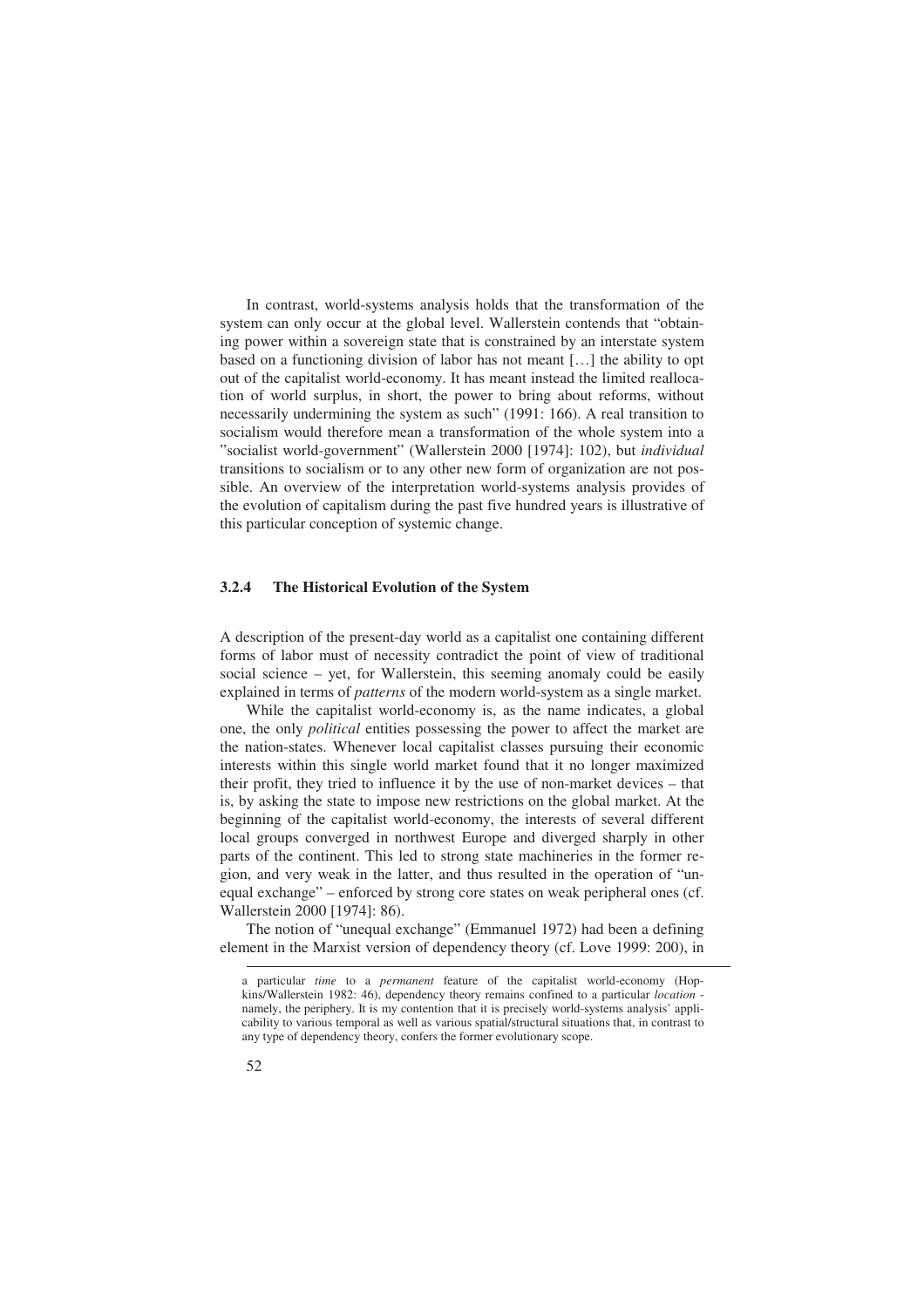In contrast, world-systems analysis holds that the transformation of the system can only occur at the global level. Wallerstein contends that "obtaining power within a sovereign state that is constrained by an interstate system based on a functioning division of labor has not meant […] the ability to opt out of the capitalist world-economy. It has meant instead the limited reallocation of world surplus, in short, the power to bring about reforms, without necessarily undermining the system as such" (1991: 166). A real transition to socialism would therefore mean a transformation of the whole system into a "socialist world-government" (Wallerstein 2000 [1974]: 102), but *individual* transitions to socialism or to any other new form of organization are not possible. An overview of the interpretation world-systems analysis provides of the evolution of capitalism during the past five hundred years is illustrative of this particular conception of systemic change.

### 3.2.4 The Historical Evolution of the System

A description of the present-day world as a capitalist one containing different forms of labor must of necessity contradict the point of view of traditional social science – yet, for Wallerstein, this seeming anomaly could be easily explained in terms of *patterns* of the modern world-system as a single market.

While the capitalist world-economy is, as the name indicates, a global one, the only *political* entities possessing the power to affect the market are the nation-states. Whenever local capitalist classes pursuing their economic interests within this single world market found that it no longer maximized their profit, they tried to influence it by the use of non-market devices – that is, by asking the state to impose new restrictions on the global market. At the beginning of the capitalist world-economy, the interests of several different local groups converged in northwest Europe and diverged sharply in other parts of the continent. This led to strong state machineries in the former region, and very weak in the latter, and thus resulted in the operation of "unequal exchange" – enforced by strong core states on weak peripheral ones (cf. Wallerstein 2000 [1974]: 86).

The notion of "unequal exchange" (Emmanuel 1972) had been a defining element in the Marxist version of dependency theory (cf. Love 1999: 200), in

---

a particular *time* to a *permanent* feature of the capitalist world-economy (Hopkins/Wallerstein 1982: 46), dependency theory remains confined to a particular *location* - namely, the periphery. It is my contention that it is precisely world-systems analysis' applicability to various temporal as well as various spatial/structural situations that, in contrast to any type of dependency theory, confers the former evolutionary scope.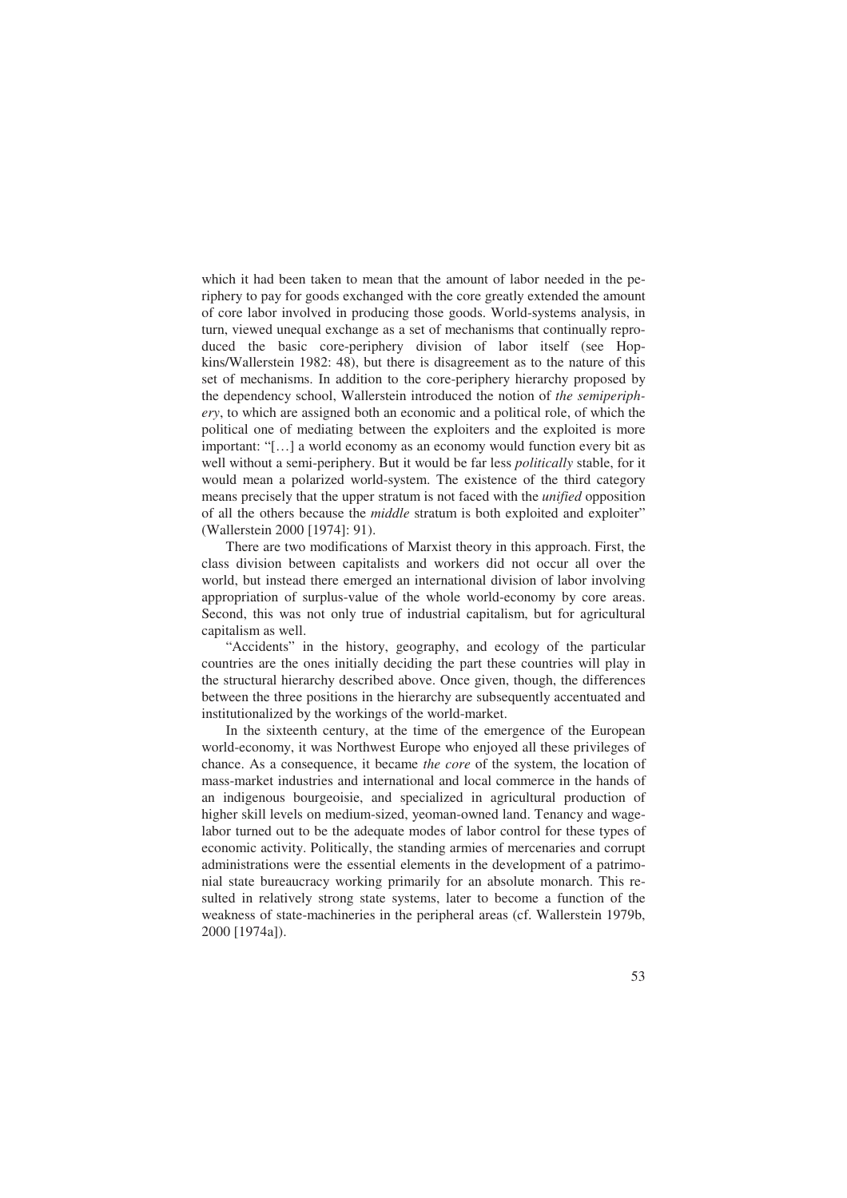which it had been taken to mean that the amount of labor needed in the periphery to pay for goods exchanged with the core greatly extended the amount of core labor involved in producing those goods. World-systems analysis, in turn, viewed unequal exchange as a set of mechanisms that continually reproduced the basic core-periphery division of labor itself (see Hopkins/Wallerstein 1982: 48), but there is disagreement as to the nature of this set of mechanisms. In addition to the core-periphery hierarchy proposed by the dependency school, Wallerstein introduced the notion of *the semiperiphery*, to which are assigned both an economic and a political role, of which the political one of mediating between the exploiters and the exploited is more important: "[…] a world economy as an economy would function every bit as well without a semi-periphery. But it would be far less *politically* stable, for it would mean a polarized world-system. The existence of the third category means precisely that the upper stratum is not faced with the *unified* opposition of all the others because the *middle* stratum is both exploited and exploiter" (Wallerstein 2000 [1974]: 91).

There are two modifications of Marxist theory in this approach. First, the class division between capitalists and workers did not occur all over the world, but instead there emerged an international division of labor involving appropriation of surplus-value of the whole world-economy by core areas. Second, this was not only true of industrial capitalism, but for agricultural capitalism as well.

"Accidents" in the history, geography, and ecology of the particular countries are the ones initially deciding the part these countries will play in the structural hierarchy described above. Once given, though, the differences between the three positions in the hierarchy are subsequently accentuated and institutionalized by the workings of the world-market.

In the sixteenth century, at the time of the emergence of the European world-economy, it was Northwest Europe who enjoyed all these privileges of chance. As a consequence, it became *the core* of the system, the location of mass-market industries and international and local commerce in the hands of an indigenous bourgeoisie, and specialized in agricultural production of higher skill levels on medium-sized, yeoman-owned land. Tenancy and wage-labor turned out to be the adequate modes of labor control for these types of economic activity. Politically, the standing armies of mercenaries and corrupt administrations were the essential elements in the development of a patrimonial state bureaucracy working primarily for an absolute monarch. This resulted in relatively strong state systems, later to become a function of the weakness of state-machineries in the peripheral areas (cf. Wallerstein 1979b, 2000 [1974a]).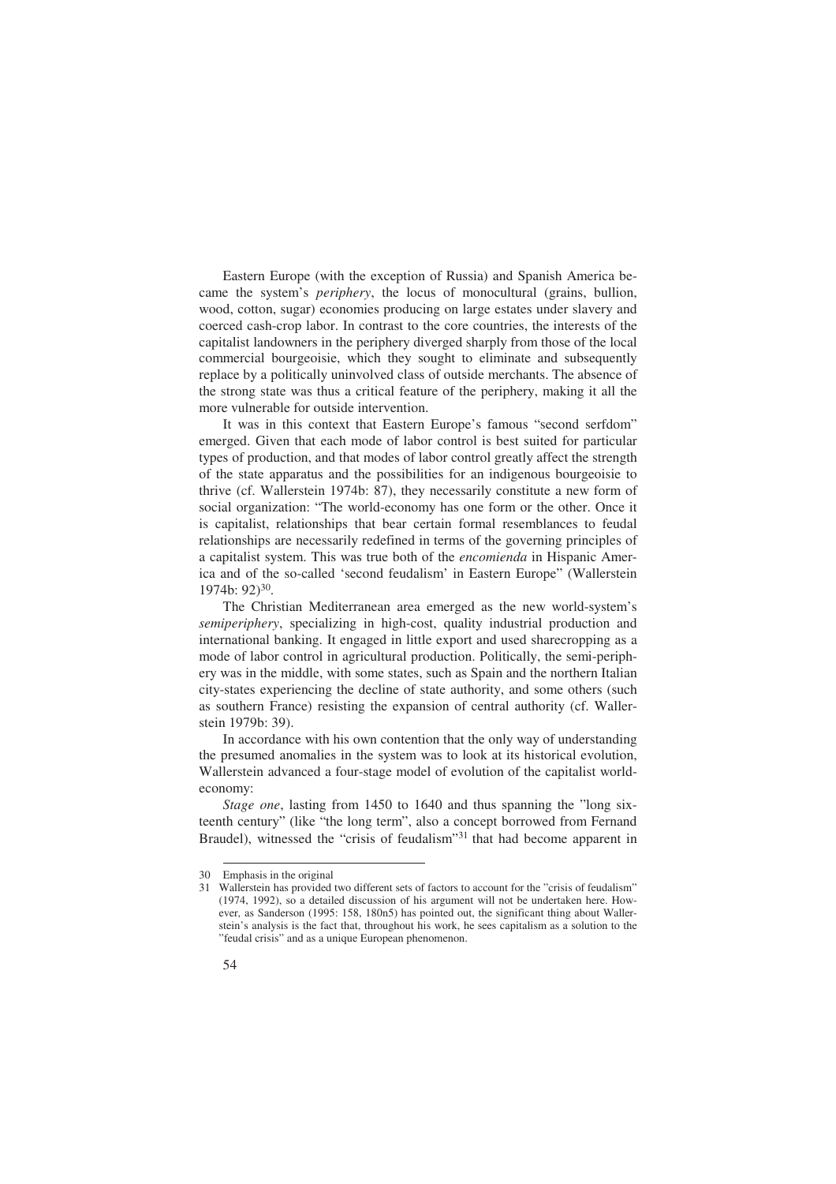Eastern Europe (with the exception of Russia) and Spanish America became the system's *periphery*, the locus of monocultural (grains, bullion, wood, cotton, sugar) economies producing on large estates under slavery and coerced cash-crop labor. In contrast to the core countries, the interests of the capitalist landowners in the periphery diverged sharply from those of the local commercial bourgeoisie, which they sought to eliminate and subsequently replace by a politically uninvolved class of outside merchants. The absence of the strong state was thus a critical feature of the periphery, making it all the more vulnerable for outside intervention.

It was in this context that Eastern Europe's famous "second serfdom" emerged. Given that each mode of labor control is best suited for particular types of production, and that modes of labor control greatly affect the strength of the state apparatus and the possibilities for an indigenous bourgeoisie to thrive (cf. Wallerstein 1974b: 87), they necessarily constitute a new form of social organization: "The world-economy has one form or the other. Once it is capitalist, relationships that bear certain formal resemblances to feudal relationships are necessarily redefined in terms of the governing principles of a capitalist system. This was true both of the *encomienda* in Hispanic America and of the so-called 'second feudalism' in Eastern Europe" (Wallerstein 1974b: 92)[30].

The Christian Mediterranean area emerged as the new world-system's *semiperiphery*, specializing in high-cost, quality industrial production and international banking. It engaged in little export and used sharecropping as a mode of labor control in agricultural production. Politically, the semi-periphery was in the middle, with some states, such as Spain and the northern Italian city-states experiencing the decline of state authority, and some others (such as southern France) resisting the expansion of central authority (cf. Wallerstein 1979b: 39).

In accordance with his own contention that the only way of understanding the presumed anomalies in the system was to look at its historical evolution, Wallerstein advanced a four-stage model of evolution of the capitalist world-economy:

*Stage one*, lasting from 1450 to 1640 and thus spanning the "long sixteenth century" (like "the long term", also a concept borrowed from Fernand Braudel), witnessed the "crisis of feudalism"[31] that had become apparent in

---

30 Emphasis in the original

31 Wallerstein has provided two different sets of factors to account for the "crisis of feudalism" (1974, 1992), so a detailed discussion of his argument will not be undertaken here. However, as Sanderson (1995: 158, 180n5) has pointed out, the significant thing about Wallerstein's analysis is the fact that, throughout his work, he sees capitalism as a solution to the "feudal crisis" and as a unique European phenomenon.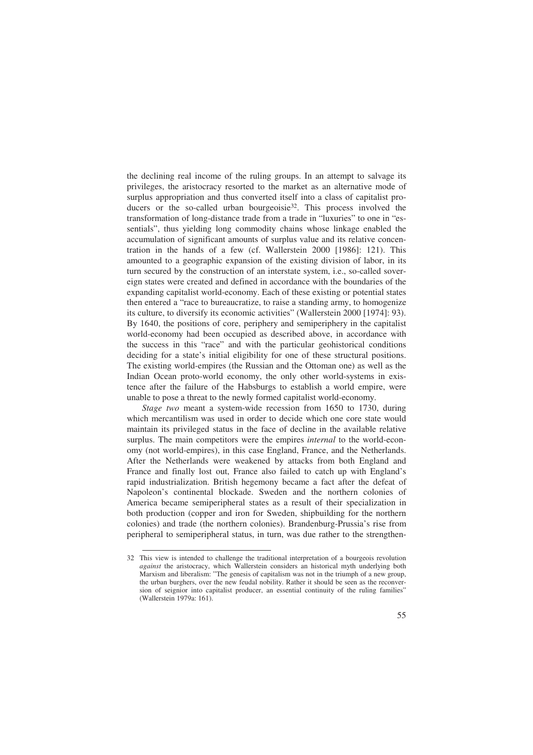the declining real income of the ruling groups. In an attempt to salvage its privileges, the aristocracy resorted to the market as an alternative mode of surplus appropriation and thus converted itself into a class of capitalist producers or the so-called urban bourgeoisie[32]. This process involved the transformation of long-distance trade from a trade in "luxuries" to one in "essentials", thus yielding long commodity chains whose linkage enabled the accumulation of significant amounts of surplus value and its relative concentration in the hands of a few (cf. Wallerstein 2000 [1986]: 121). This amounted to a geographic expansion of the existing division of labor, in its turn secured by the construction of an interstate system, i.e., so-called sovereign states were created and defined in accordance with the boundaries of the expanding capitalist world-economy. Each of these existing or potential states then entered a "race to bureaucratize, to raise a standing army, to homogenize its culture, to diversify its economic activities" (Wallerstein 2000 [1974]: 93). By 1640, the positions of core, periphery and semiperiphery in the capitalist world-economy had been occupied as described above, in accordance with the success in this "race" and with the particular geohistorical conditions deciding for a state's initial eligibility for one of these structural positions. The existing world-empires (the Russian and the Ottoman one) as well as the Indian Ocean proto-world economy, the only other world-systems in existence after the failure of the Habsburgs to establish a world empire, were unable to pose a threat to the newly formed capitalist world-economy.

*Stage two* meant a system-wide recession from 1650 to 1730, during which mercantilism was used in order to decide which one core state would maintain its privileged status in the face of decline in the available relative surplus. The main competitors were the empires *internal* to the world-economy (not world-empires), in this case England, France, and the Netherlands. After the Netherlands were weakened by attacks from both England and France and finally lost out, France also failed to catch up with England's rapid industrialization. British hegemony became a fact after the defeat of Napoleon's continental blockade. Sweden and the northern colonies of America became semiperipheral states as a result of their specialization in both production (copper and iron for Sweden, shipbuilding for the northern colonies) and trade (the northern colonies). Brandenburg-Prussia's rise from peripheral to semiperipheral status, in turn, was due rather to the strengthen-

---

32 This view is intended to challenge the traditional interpretation of a bourgeois revolution *against* the aristocracy, which Wallerstein considers an historical myth underlying both Marxism and liberalism: "The genesis of capitalism was not in the triumph of a new group, the urban burghers, over the new feudal nobility. Rather it should be seen as the reconversion of seignior into capitalist producer, an essential continuity of the ruling families" (Wallerstein 1979a: 161).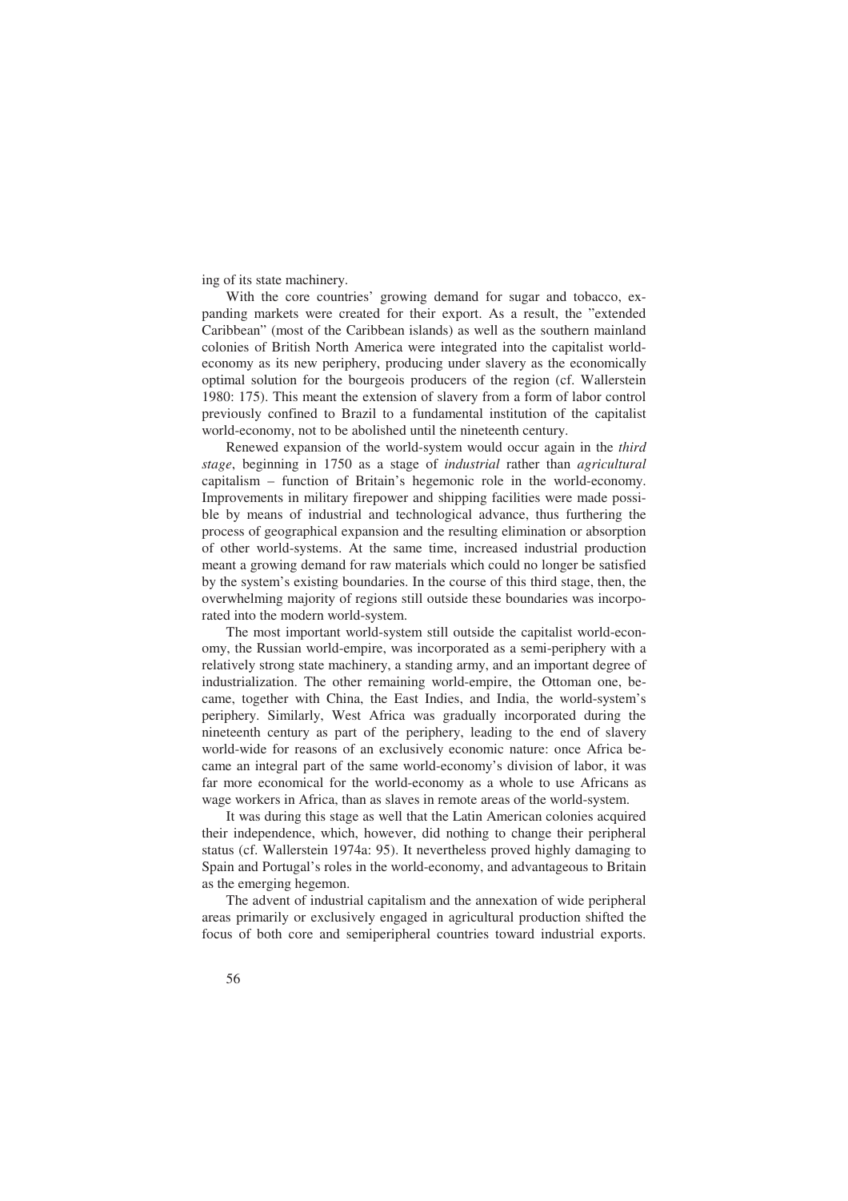ing of its state machinery.

With the core countries' growing demand for sugar and tobacco, expanding markets were created for their export. As a result, the "extended Caribbean" (most of the Caribbean islands) as well as the southern mainland colonies of British North America were integrated into the capitalist world-economy as its new periphery, producing under slavery as the economically optimal solution for the bourgeois producers of the region (cf. Wallerstein 1980: 175). This meant the extension of slavery from a form of labor control previously confined to Brazil to a fundamental institution of the capitalist world-economy, not to be abolished until the nineteenth century.

Renewed expansion of the world-system would occur again in the *third stage*, beginning in 1750 as a stage of *industrial* rather than *agricultural* capitalism – function of Britain's hegemonic role in the world-economy. Improvements in military firepower and shipping facilities were made possible by means of industrial and technological advance, thus furthering the process of geographical expansion and the resulting elimination or absorption of other world-systems. At the same time, increased industrial production meant a growing demand for raw materials which could no longer be satisfied by the system's existing boundaries. In the course of this third stage, then, the overwhelming majority of regions still outside these boundaries was incorporated into the modern world-system.

The most important world-system still outside the capitalist world-economy, the Russian world-empire, was incorporated as a semi-periphery with a relatively strong state machinery, a standing army, and an important degree of industrialization. The other remaining world-empire, the Ottoman one, became, together with China, the East Indies, and India, the world-system's periphery. Similarly, West Africa was gradually incorporated during the nineteenth century as part of the periphery, leading to the end of slavery world-wide for reasons of an exclusively economic nature: once Africa became an integral part of the same world-economy's division of labor, it was far more economical for the world-economy as a whole to use Africans as wage workers in Africa, than as slaves in remote areas of the world-system.

It was during this stage as well that the Latin American colonies acquired their independence, which, however, did nothing to change their peripheral status (cf. Wallerstein 1974a: 95). It nevertheless proved highly damaging to Spain and Portugal's roles in the world-economy, and advantageous to Britain as the emerging hegemon.

The advent of industrial capitalism and the annexation of wide peripheral areas primarily or exclusively engaged in agricultural production shifted the focus of both core and semiperipheral countries toward industrial exports.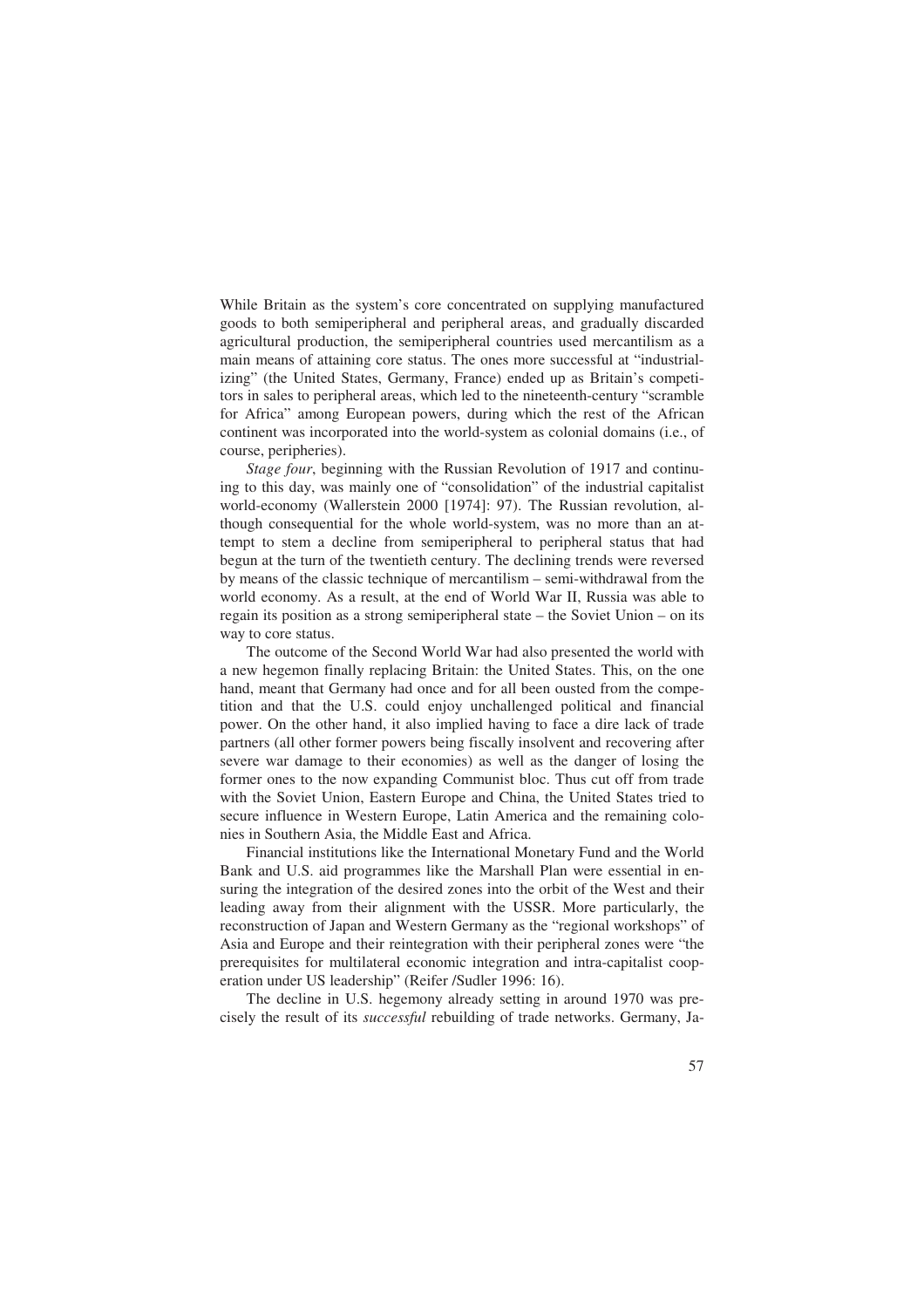While Britain as the system's core concentrated on supplying manufactured goods to both semiperipheral and peripheral areas, and gradually discarded agricultural production, the semiperipheral countries used mercantilism as a main means of attaining core status. The ones more successful at "industrializing" (the United States, Germany, France) ended up as Britain's competitors in sales to peripheral areas, which led to the nineteenth-century "scramble for Africa" among European powers, during which the rest of the African continent was incorporated into the world-system as colonial domains (i.e., of course, peripheries).

*Stage four*, beginning with the Russian Revolution of 1917 and continuing to this day, was mainly one of "consolidation" of the industrial capitalist world-economy (Wallerstein 2000 [1974]: 97). The Russian revolution, although consequential for the whole world-system, was no more than an attempt to stem a decline from semiperipheral to peripheral status that had begun at the turn of the twentieth century. The declining trends were reversed by means of the classic technique of mercantilism – semi-withdrawal from the world economy. As a result, at the end of World War II, Russia was able to regain its position as a strong semiperipheral state – the Soviet Union – on its way to core status.

The outcome of the Second World War had also presented the world with a new hegemon finally replacing Britain: the United States. This, on the one hand, meant that Germany had once and for all been ousted from the competition and that the U.S. could enjoy unchallenged political and financial power. On the other hand, it also implied having to face a dire lack of trade partners (all other former powers being fiscally insolvent and recovering after severe war damage to their economies) as well as the danger of losing the former ones to the now expanding Communist bloc. Thus cut off from trade with the Soviet Union, Eastern Europe and China, the United States tried to secure influence in Western Europe, Latin America and the remaining colonies in Southern Asia, the Middle East and Africa.

Financial institutions like the International Monetary Fund and the World Bank and U.S. aid programmes like the Marshall Plan were essential in ensuring the integration of the desired zones into the orbit of the West and their leading away from their alignment with the USSR. More particularly, the reconstruction of Japan and Western Germany as the "regional workshops" of Asia and Europe and their reintegration with their peripheral zones were "the prerequisites for multilateral economic integration and intra-capitalist cooperation under US leadership" (Reifer /Sudler 1996: 16).

The decline in U.S. hegemony already setting in around 1970 was precisely the result of its *successful* rebuilding of trade networks. Germany, Ja-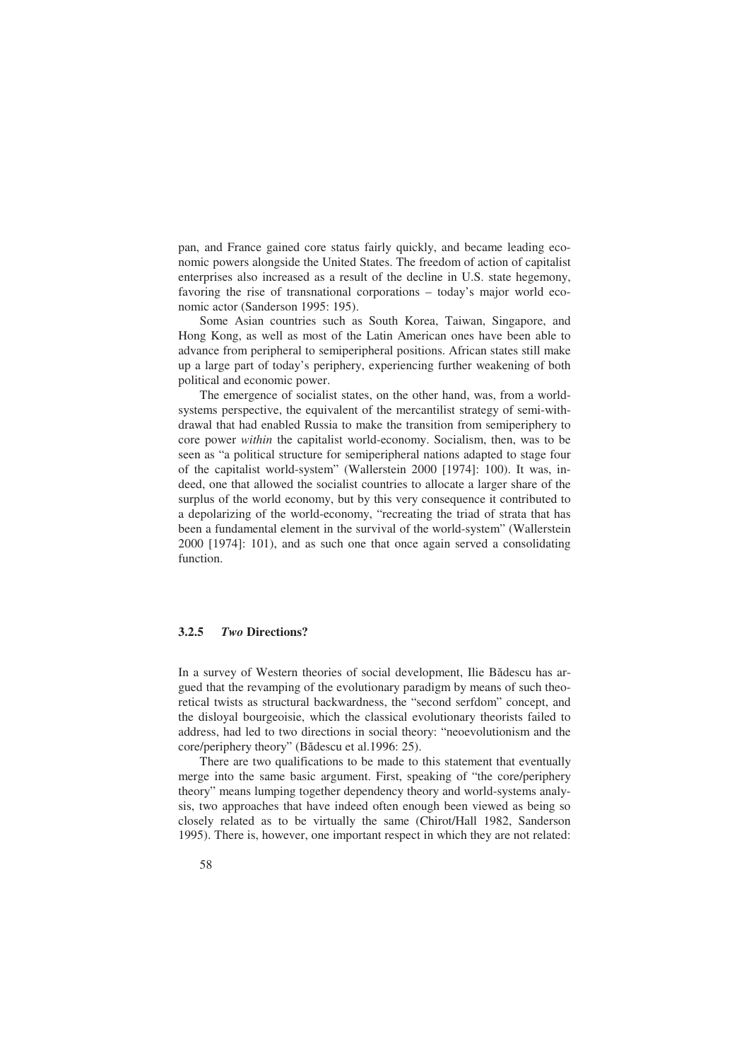pan, and France gained core status fairly quickly, and became leading economic powers alongside the United States. The freedom of action of capitalist enterprises also increased as a result of the decline in U.S. state hegemony, favoring the rise of transnational corporations – today's major world economic actor (Sanderson 1995: 195).

Some Asian countries such as South Korea, Taiwan, Singapore, and Hong Kong, as well as most of the Latin American ones have been able to advance from peripheral to semiperipheral positions. African states still make up a large part of today's periphery, experiencing further weakening of both political and economic power.

The emergence of socialist states, on the other hand, was, from a world-systems perspective, the equivalent of the mercantilist strategy of semi-withdrawal that had enabled Russia to make the transition from semiperiphery to core power *within* the capitalist world-economy. Socialism, then, was to be seen as "a political structure for semiperipheral nations adapted to stage four of the capitalist world-system" (Wallerstein 2000 [1974]: 100). It was, indeed, one that allowed the socialist countries to allocate a larger share of the surplus of the world economy, but by this very consequence it contributed to a depolarizing of the world-economy, "recreating the triad of strata that has been a fundamental element in the survival of the world-system" (Wallerstein 2000 [1974]: 101), and as such one that once again served a consolidating function.

### 3.2.5 *Two* Directions?

In a survey of Western theories of social development, Ilie Bădescu has argued that the revamping of the evolutionary paradigm by means of such theoretical twists as structural backwardness, the "second serfdom" concept, and the disloyal bourgeoisie, which the classical evolutionary theorists failed to address, had led to two directions in social theory: "neoevolutionism and the core/periphery theory" (Bădescu et al.1996: 25).

There are two qualifications to be made to this statement that eventually merge into the same basic argument. First, speaking of "the core/periphery theory" means lumping together dependency theory and world-systems analysis, two approaches that have indeed often enough been viewed as being so closely related as to be virtually the same (Chirot/Hall 1982, Sanderson 1995). There is, however, one important respect in which they are not related: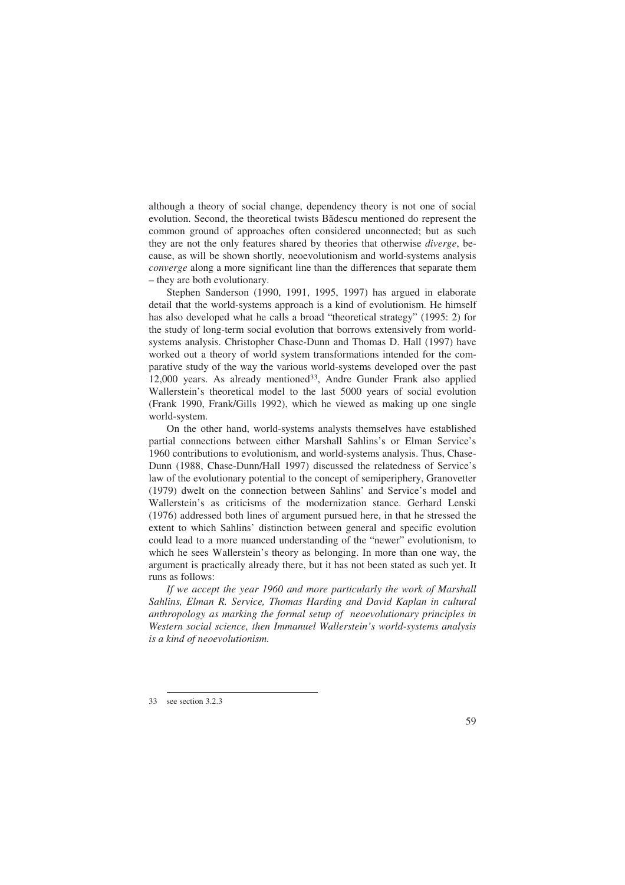although a theory of social change, dependency theory is not one of social evolution. Second, the theoretical twists Bădescu mentioned do represent the common ground of approaches often considered unconnected; but as such they are not the only features shared by theories that otherwise *diverge*, because, as will be shown shortly, neoevolutionism and world-systems analysis *converge* along a more significant line than the differences that separate them – they are both evolutionary.

Stephen Sanderson (1990, 1991, 1995, 1997) has argued in elaborate detail that the world-systems approach is a kind of evolutionism. He himself has also developed what he calls a broad "theoretical strategy" (1995: 2) for the study of long-term social evolution that borrows extensively from world-systems analysis. Christopher Chase-Dunn and Thomas D. Hall (1997) have worked out a theory of world system transformations intended for the comparative study of the way the various world-systems developed over the past 12,000 years. As already mentioned[33], Andre Gunder Frank also applied Wallerstein's theoretical model to the last 5000 years of social evolution (Frank 1990, Frank/Gills 1992), which he viewed as making up one single world-system.

On the other hand, world-systems analysts themselves have established partial connections between either Marshall Sahlins's or Elman Service's 1960 contributions to evolutionism, and world-systems analysis. Thus, Chase-Dunn (1988, Chase-Dunn/Hall 1997) discussed the relatedness of Service's law of the evolutionary potential to the concept of semiperiphery, Granovetter (1979) dwelt on the connection between Sahlins' and Service's model and Wallerstein's as criticisms of the modernization stance. Gerhard Lenski (1976) addressed both lines of argument pursued here, in that he stressed the extent to which Sahlins' distinction between general and specific evolution could lead to a more nuanced understanding of the "newer" evolutionism, to which he sees Wallerstein's theory as belonging. In more than one way, the argument is practically already there, but it has not been stated as such yet. It runs as follows:

*If we accept the year 1960 and more particularly the work of Marshall Sahlins, Elman R. Service, Thomas Harding and David Kaplan in cultural anthropology as marking the formal setup of neoevolutionary principles in Western social science, then Immanuel Wallerstein's world-systems analysis is a kind of neoevolutionism.*

---

33 see section 3.2.3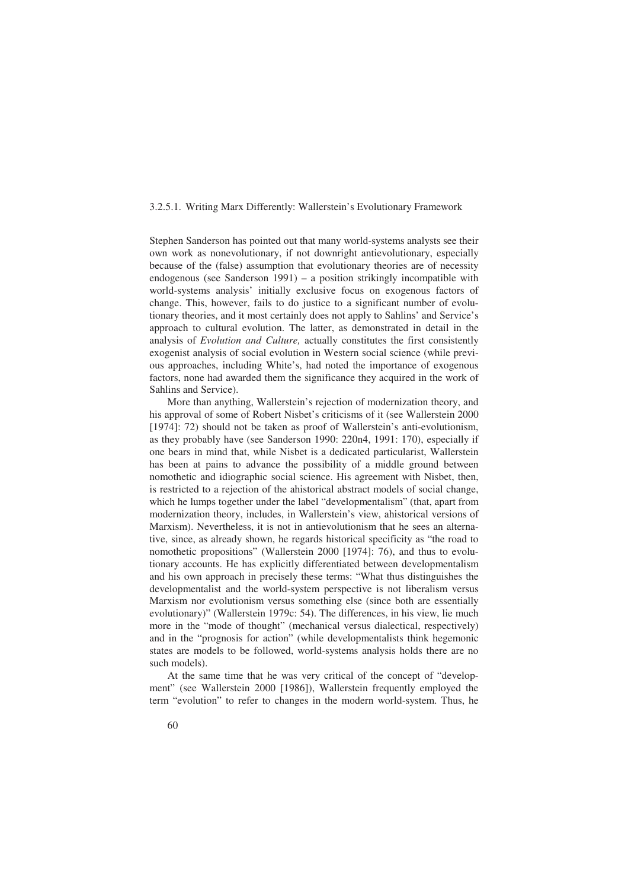### 3.2.5.1. Writing Marx Differently: Wallerstein's Evolutionary Framework

Stephen Sanderson has pointed out that many world-systems analysts see their own work as nonevolutionary, if not downright antievolutionary, especially because of the (false) assumption that evolutionary theories are of necessity endogenous (see Sanderson 1991) – a position strikingly incompatible with world-systems analysis' initially exclusive focus on exogenous factors of change. This, however, fails to do justice to a significant number of evolutionary theories, and it most certainly does not apply to Sahlins' and Service's approach to cultural evolution. The latter, as demonstrated in detail in the analysis of *Evolution and Culture,* actually constitutes the first consistently exogenist analysis of social evolution in Western social science (while previous approaches, including White's, had noted the importance of exogenous factors, none had awarded them the significance they acquired in the work of Sahlins and Service).

More than anything, Wallerstein's rejection of modernization theory, and his approval of some of Robert Nisbet's criticisms of it (see Wallerstein 2000 [1974]: 72) should not be taken as proof of Wallerstein's anti-evolutionism, as they probably have (see Sanderson 1990: 220n4, 1991: 170), especially if one bears in mind that, while Nisbet is a dedicated particularist, Wallerstein has been at pains to advance the possibility of a middle ground between nomothetic and idiographic social science. His agreement with Nisbet, then, is restricted to a rejection of the ahistorical abstract models of social change, which he lumps together under the label "developmentalism" (that, apart from modernization theory, includes, in Wallerstein's view, ahistorical versions of Marxism). Nevertheless, it is not in antievolutionism that he sees an alternative, since, as already shown, he regards historical specificity as "the road to nomothetic propositions" (Wallerstein 2000 [1974]: 76), and thus to evolutionary accounts. He has explicitly differentiated between developmentalism and his own approach in precisely these terms: "What thus distinguishes the developmentalist and the world-system perspective is not liberalism versus Marxism nor evolutionism versus something else (since both are essentially evolutionary)" (Wallerstein 1979c: 54). The differences, in his view, lie much more in the "mode of thought" (mechanical versus dialectical, respectively) and in the "prognosis for action" (while developmentalists think hegemonic states are models to be followed, world-systems analysis holds there are no such models).

At the same time that he was very critical of the concept of "development" (see Wallerstein 2000 [1986]), Wallerstein frequently employed the term "evolution" to refer to changes in the modern world-system. Thus, he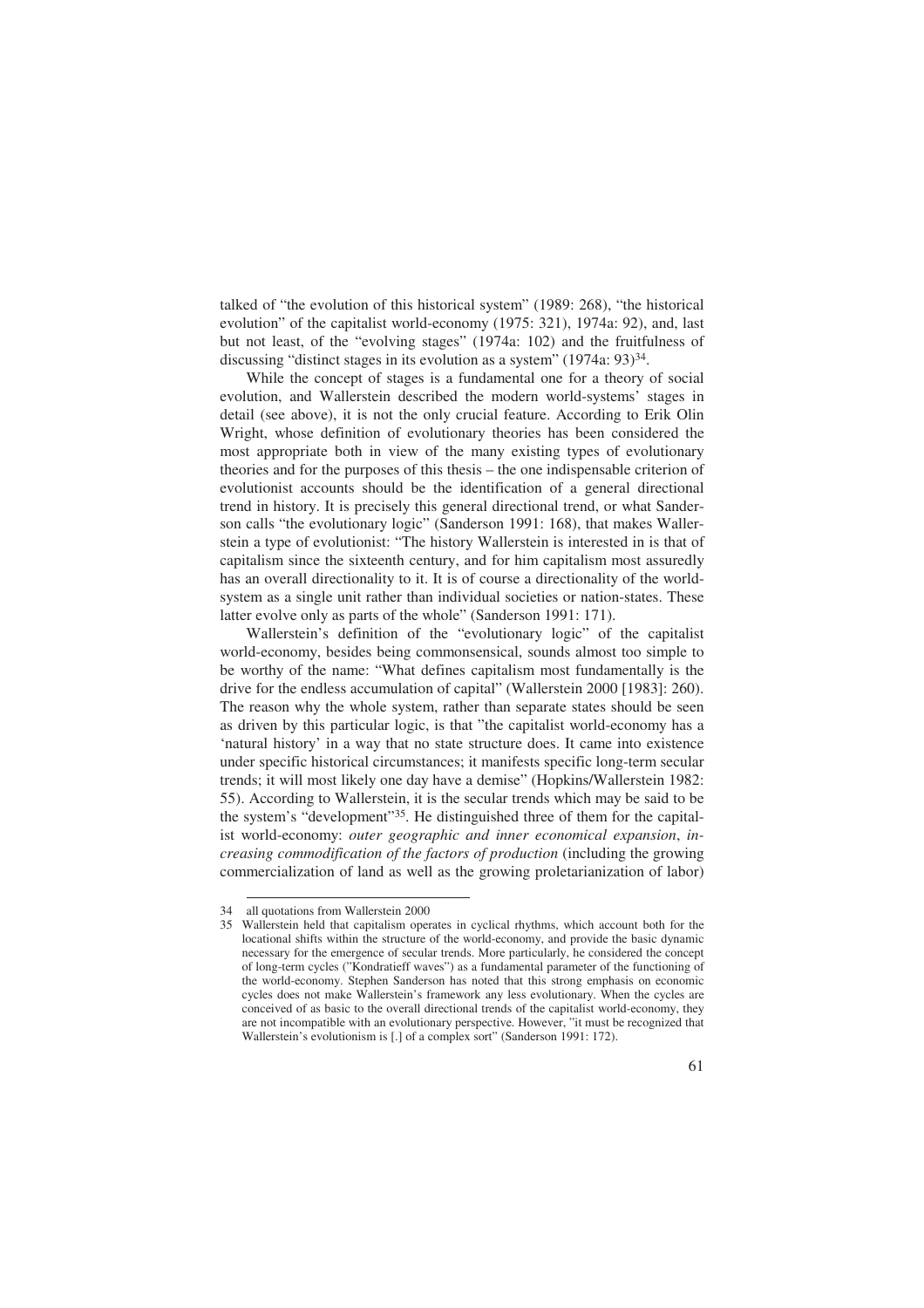talked of "the evolution of this historical system" (1989: 268), "the historical evolution" of the capitalist world-economy (1975: 321), 1974a: 92), and, last but not least, of the "evolving stages" (1974a: 102) and the fruitfulness of discussing "distinct stages in its evolution as a system" (1974a: 93)[34].

While the concept of stages is a fundamental one for a theory of social evolution, and Wallerstein described the modern world-systems' stages in detail (see above), it is not the only crucial feature. According to Erik Olin Wright, whose definition of evolutionary theories has been considered the most appropriate both in view of the many existing types of evolutionary theories and for the purposes of this thesis – the one indispensable criterion of evolutionist accounts should be the identification of a general directional trend in history. It is precisely this general directional trend, or what Sanderson calls "the evolutionary logic" (Sanderson 1991: 168), that makes Wallerstein a type of evolutionist: "The history Wallerstein is interested in is that of capitalism since the sixteenth century, and for him capitalism most assuredly has an overall directionality to it. It is of course a directionality of the world-system as a single unit rather than individual societies or nation-states. These latter evolve only as parts of the whole" (Sanderson 1991: 171).

Wallerstein's definition of the "evolutionary logic" of the capitalist world-economy, besides being commonsensical, sounds almost too simple to be worthy of the name: "What defines capitalism most fundamentally is the drive for the endless accumulation of capital" (Wallerstein 2000 [1983]: 260). The reason why the whole system, rather than separate states should be seen as driven by this particular logic, is that "the capitalist world-economy has a 'natural history' in a way that no state structure does. It came into existence under specific historical circumstances; it manifests specific long-term secular trends; it will most likely one day have a demise" (Hopkins/Wallerstein 1982: 55). According to Wallerstein, it is the secular trends which may be said to be the system's "development"[35]. He distinguished three of them for the capitalist world-economy: *outer geographic and inner economical expansion*, *increasing commodification of the factors of production* (including the growing commercialization of land as well as the growing proletarianization of labor)

---

34 all quotations from Wallerstein 2000

35 Wallerstein held that capitalism operates in cyclical rhythms, which account both for the locational shifts within the structure of the world-economy, and provide the basic dynamic necessary for the emergence of secular trends. More particularly, he considered the concept of long-term cycles ("Kondratieff waves") as a fundamental parameter of the functioning of the world-economy. Stephen Sanderson has noted that this strong emphasis on economic cycles does not make Wallerstein's framework any less evolutionary. When the cycles are conceived of as basic to the overall directional trends of the capitalist world-economy, they are not incompatible with an evolutionary perspective. However, "it must be recognized that Wallerstein's evolutionism is [.] of a complex sort" (Sanderson 1991: 172).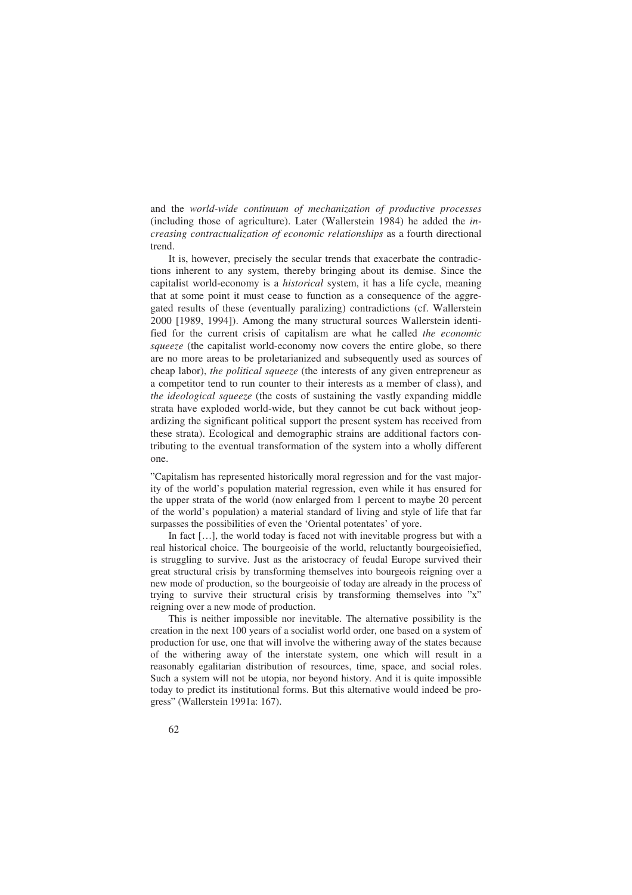and the *world-wide continuum of mechanization of productive processes* (including those of agriculture). Later (Wallerstein 1984) he added the *increasing contractualization of economic relationships* as a fourth directional trend.

It is, however, precisely the secular trends that exacerbate the contradictions inherent to any system, thereby bringing about its demise. Since the capitalist world-economy is a *historical* system, it has a life cycle, meaning that at some point it must cease to function as a consequence of the aggregated results of these (eventually paralizing) contradictions (cf. Wallerstein 2000 [1989, 1994]). Among the many structural sources Wallerstein identified for the current crisis of capitalism are what he called *the economic squeeze* (the capitalist world-economy now covers the entire globe, so there are no more areas to be proletarianized and subsequently used as sources of cheap labor), *the political squeeze* (the interests of any given entrepreneur as a competitor tend to run counter to their interests as a member of class), and *the ideological squeeze* (the costs of sustaining the vastly expanding middle strata have exploded world-wide, but they cannot be cut back without jeopardizing the significant political support the present system has received from these strata). Ecological and demographic strains are additional factors contributing to the eventual transformation of the system into a wholly different one.

”Capitalism has represented historically moral regression and for the vast majority of the world's population material regression, even while it has ensured for the upper strata of the world (now enlarged from 1 percent to maybe 20 percent of the world's population) a material standard of living and style of life that far surpasses the possibilities of even the 'Oriental potentates' of yore.

In fact […], the world today is faced not with inevitable progress but with a real historical choice. The bourgeoisie of the world, reluctantly bourgeoisiefied, is struggling to survive. Just as the aristocracy of feudal Europe survived their great structural crisis by transforming themselves into bourgeois reigning over a new mode of production, so the bourgeoisie of today are already in the process of trying to survive their structural crisis by transforming themselves into ”x” reigning over a new mode of production.

This is neither impossible nor inevitable. The alternative possibility is the creation in the next 100 years of a socialist world order, one based on a system of production for use, one that will involve the withering away of the states because of the withering away of the interstate system, one which will result in a reasonably egalitarian distribution of resources, time, space, and social roles. Such a system will not be utopia, nor beyond history. And it is quite impossible today to predict its institutional forms. But this alternative would indeed be progress” (Wallerstein 1991a: 167).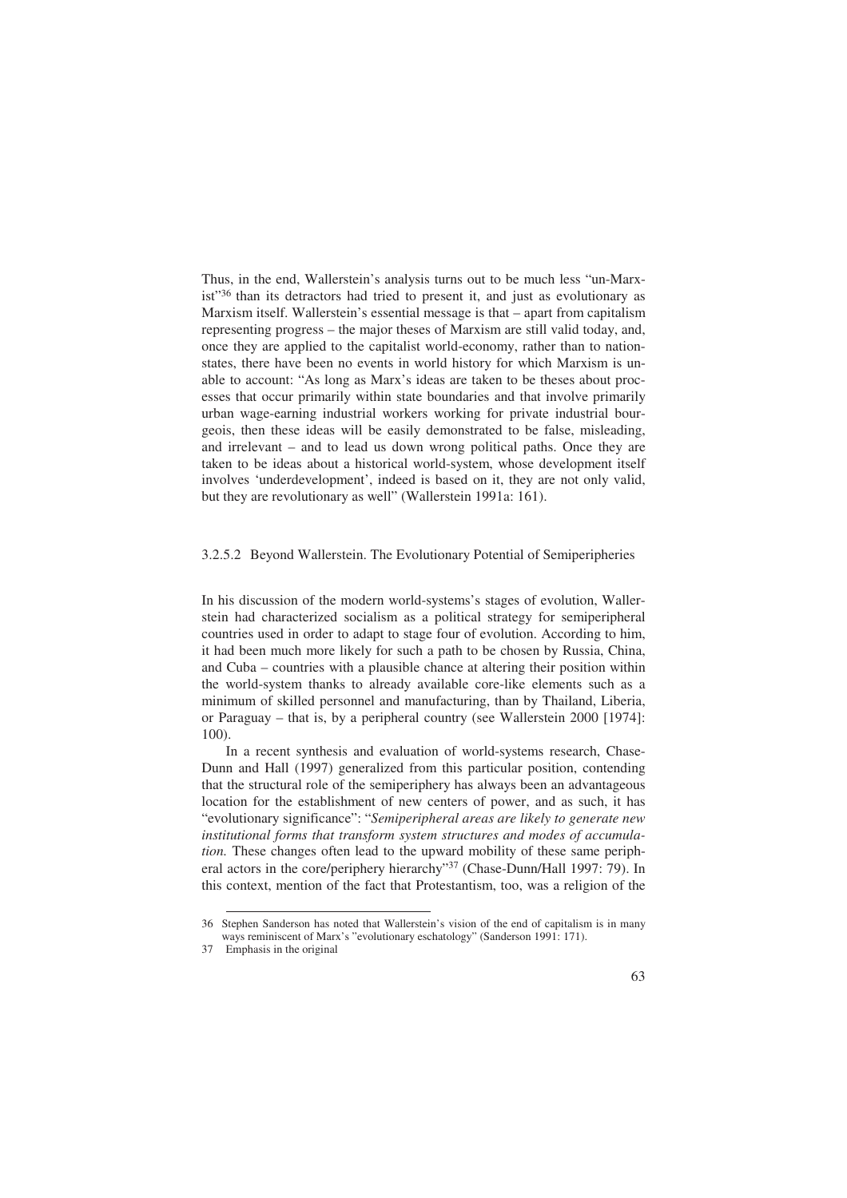Thus, in the end, Wallerstein's analysis turns out to be much less "un-Marxist"[36] than its detractors had tried to present it, and just as evolutionary as Marxism itself. Wallerstein's essential message is that – apart from capitalism representing progress – the major theses of Marxism are still valid today, and, once they are applied to the capitalist world-economy, rather than to nation-states, there have been no events in world history for which Marxism is unable to account: "As long as Marx's ideas are taken to be theses about processes that occur primarily within state boundaries and that involve primarily urban wage-earning industrial workers working for private industrial bourgeois, then these ideas will be easily demonstrated to be false, misleading, and irrelevant – and to lead us down wrong political paths. Once they are taken to be ideas about a historical world-system, whose development itself involves 'underdevelopment', indeed is based on it, they are not only valid, but they are revolutionary as well" (Wallerstein 1991a: 161).

### 3.2.5.2 Beyond Wallerstein. The Evolutionary Potential of Semiperipheries

In his discussion of the modern world-systems's stages of evolution, Wallerstein had characterized socialism as a political strategy for semiperipheral countries used in order to adapt to stage four of evolution. According to him, it had been much more likely for such a path to be chosen by Russia, China, and Cuba – countries with a plausible chance at altering their position within the world-system thanks to already available core-like elements such as a minimum of skilled personnel and manufacturing, than by Thailand, Liberia, or Paraguay – that is, by a peripheral country (see Wallerstein 2000 [1974]: 100).

In a recent synthesis and evaluation of world-systems research, Chase-Dunn and Hall (1997) generalized from this particular position, contending that the structural role of the semiperiphery has always been an advantageous location for the establishment of new centers of power, and as such, it has "evolutionary significance": "*Semiperipheral areas are likely to generate new institutional forms that transform system structures and modes of accumulation.* These changes often lead to the upward mobility of these same peripheral actors in the core/periphery hierarchy"[37] (Chase-Dunn/Hall 1997: 79). In this context, mention of the fact that Protestantism, too, was a religion of the

---

36 Stephen Sanderson has noted that Wallerstein's vision of the end of capitalism is in many ways reminiscent of Marx's "evolutionary eschatology" (Sanderson 1991: 171).

37 Emphasis in the original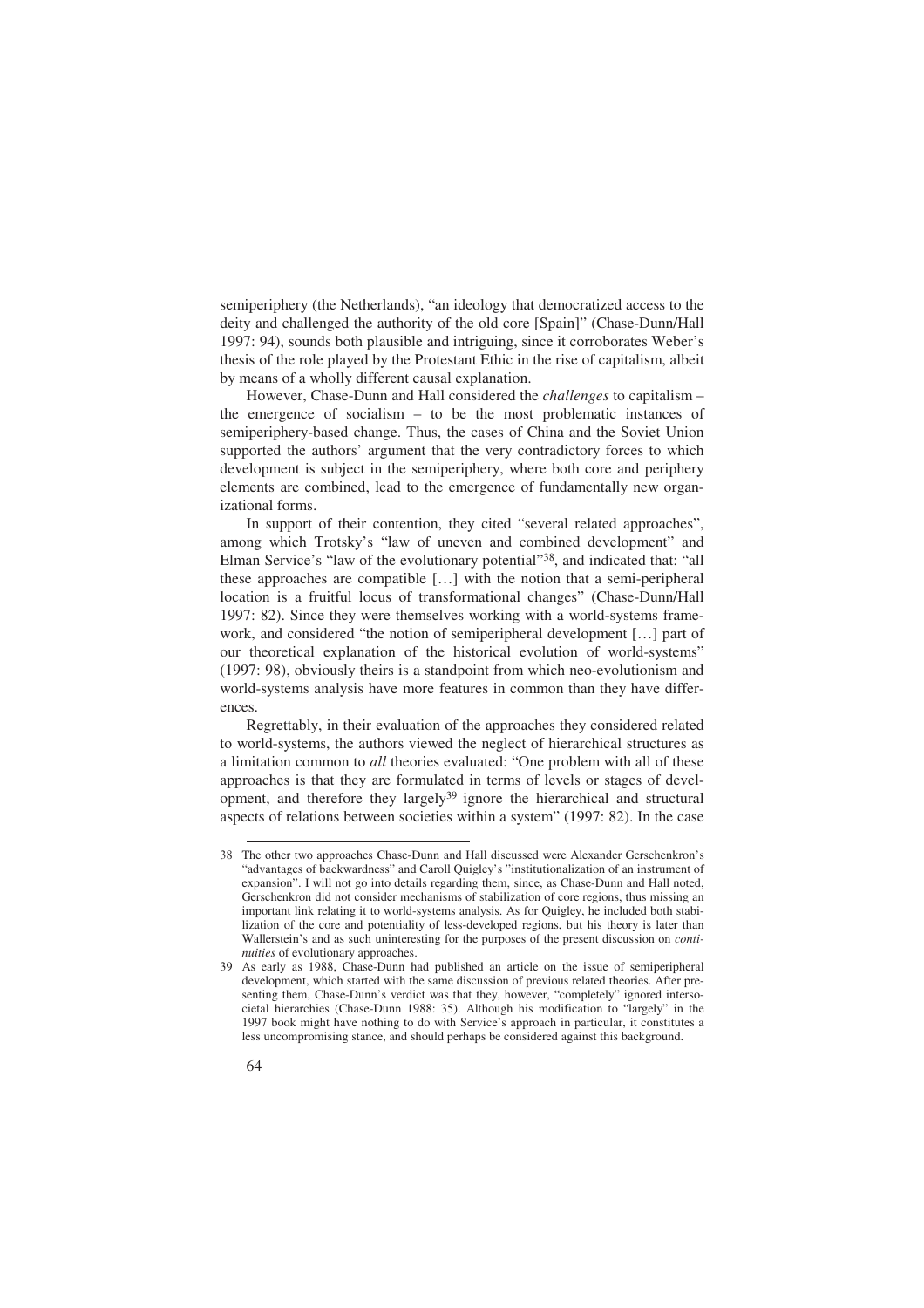semiperiphery (the Netherlands), "an ideology that democratized access to the deity and challenged the authority of the old core [Spain]" (Chase-Dunn/Hall 1997: 94), sounds both plausible and intriguing, since it corroborates Weber's thesis of the role played by the Protestant Ethic in the rise of capitalism, albeit by means of a wholly different causal explanation.

However, Chase-Dunn and Hall considered the *challenges* to capitalism – the emergence of socialism – to be the most problematic instances of semiperiphery-based change. Thus, the cases of China and the Soviet Union supported the authors' argument that the very contradictory forces to which development is subject in the semiperiphery, where both core and periphery elements are combined, lead to the emergence of fundamentally new organizational forms.

In support of their contention, they cited "several related approaches", among which Trotsky's "law of uneven and combined development" and Elman Service's "law of the evolutionary potential"[38], and indicated that: "all these approaches are compatible […] with the notion that a semi-peripheral location is a fruitful locus of transformational changes" (Chase-Dunn/Hall 1997: 82). Since they were themselves working with a world-systems framework, and considered "the notion of semiperipheral development […] part of our theoretical explanation of the historical evolution of world-systems" (1997: 98), obviously theirs is a standpoint from which neo-evolutionism and world-systems analysis have more features in common than they have differences.

Regrettably, in their evaluation of the approaches they considered related to world-systems, the authors viewed the neglect of hierarchical structures as a limitation common to *all* theories evaluated: "One problem with all of these approaches is that they are formulated in terms of levels or stages of development, and therefore they largely[39] ignore the hierarchical and structural aspects of relations between societies within a system" (1997: 82). In the case

---

38 The other two approaches Chase-Dunn and Hall discussed were Alexander Gerschenkron's "advantages of backwardness" and Caroll Quigley's "institutionalization of an instrument of expansion". I will not go into details regarding them, since, as Chase-Dunn and Hall noted, Gerschenkron did not consider mechanisms of stabilization of core regions, thus missing an important link relating it to world-systems analysis. As for Quigley, he included both stabilization of the core and potentiality of less-developed regions, but his theory is later than Wallerstein's and as such uninteresting for the purposes of the present discussion on *continuities* of evolutionary approaches.

39 As early as 1988, Chase-Dunn had published an article on the issue of semiperipheral development, which started with the same discussion of previous related theories. After presenting them, Chase-Dunn's verdict was that they, however, "completely" ignored intersocietal hierarchies (Chase-Dunn 1988: 35). Although his modification to "largely" in the 1997 book might have nothing to do with Service's approach in particular, it constitutes a less uncompromising stance, and should perhaps be considered against this background.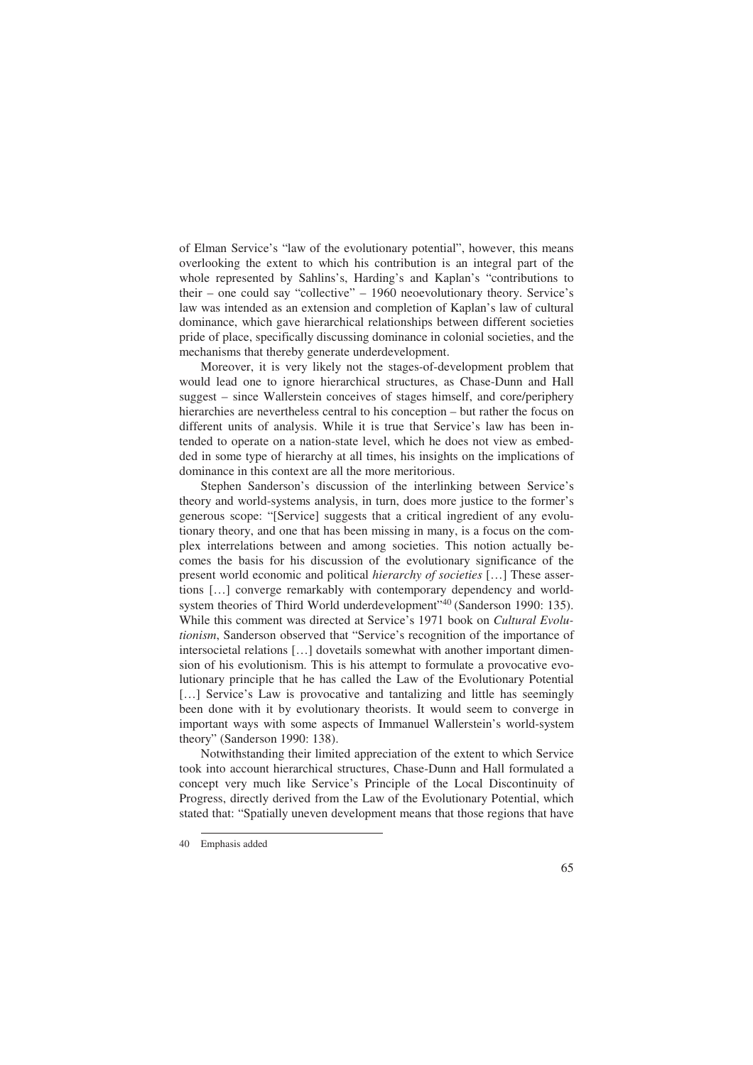of Elman Service's "law of the evolutionary potential", however, this means overlooking the extent to which his contribution is an integral part of the whole represented by Sahlins's, Harding's and Kaplan's "contributions to their – one could say "collective" – 1960 neoevolutionary theory. Service's law was intended as an extension and completion of Kaplan's law of cultural dominance, which gave hierarchical relationships between different societies pride of place, specifically discussing dominance in colonial societies, and the mechanisms that thereby generate underdevelopment.

Moreover, it is very likely not the stages-of-development problem that would lead one to ignore hierarchical structures, as Chase-Dunn and Hall suggest – since Wallerstein conceives of stages himself, and core/periphery hierarchies are nevertheless central to his conception – but rather the focus on different units of analysis. While it is true that Service's law has been intended to operate on a nation-state level, which he does not view as embedded in some type of hierarchy at all times, his insights on the implications of dominance in this context are all the more meritorious.

Stephen Sanderson's discussion of the interlinking between Service's theory and world-systems analysis, in turn, does more justice to the former's generous scope: "[Service] suggests that a critical ingredient of any evolutionary theory, and one that has been missing in many, is a focus on the complex interrelations between and among societies. This notion actually becomes the basis for his discussion of the evolutionary significance of the present world economic and political *hierarchy of societies* […] These assertions […] converge remarkably with contemporary dependency and world-system theories of Third World underdevelopment"[40] (Sanderson 1990: 135). While this comment was directed at Service's 1971 book on *Cultural Evolutionism*, Sanderson observed that "Service's recognition of the importance of intersocietal relations […] dovetails somewhat with another important dimension of his evolutionism. This is his attempt to formulate a provocative evolutionary principle that he has called the Law of the Evolutionary Potential […] Service's Law is provocative and tantalizing and little has seemingly been done with it by evolutionary theorists. It would seem to converge in important ways with some aspects of Immanuel Wallerstein's world-system theory" (Sanderson 1990: 138).

Notwithstanding their limited appreciation of the extent to which Service took into account hierarchical structures, Chase-Dunn and Hall formulated a concept very much like Service's Principle of the Local Discontinuity of Progress, directly derived from the Law of the Evolutionary Potential, which stated that: "Spatially uneven development means that those regions that have

40 Emphasis added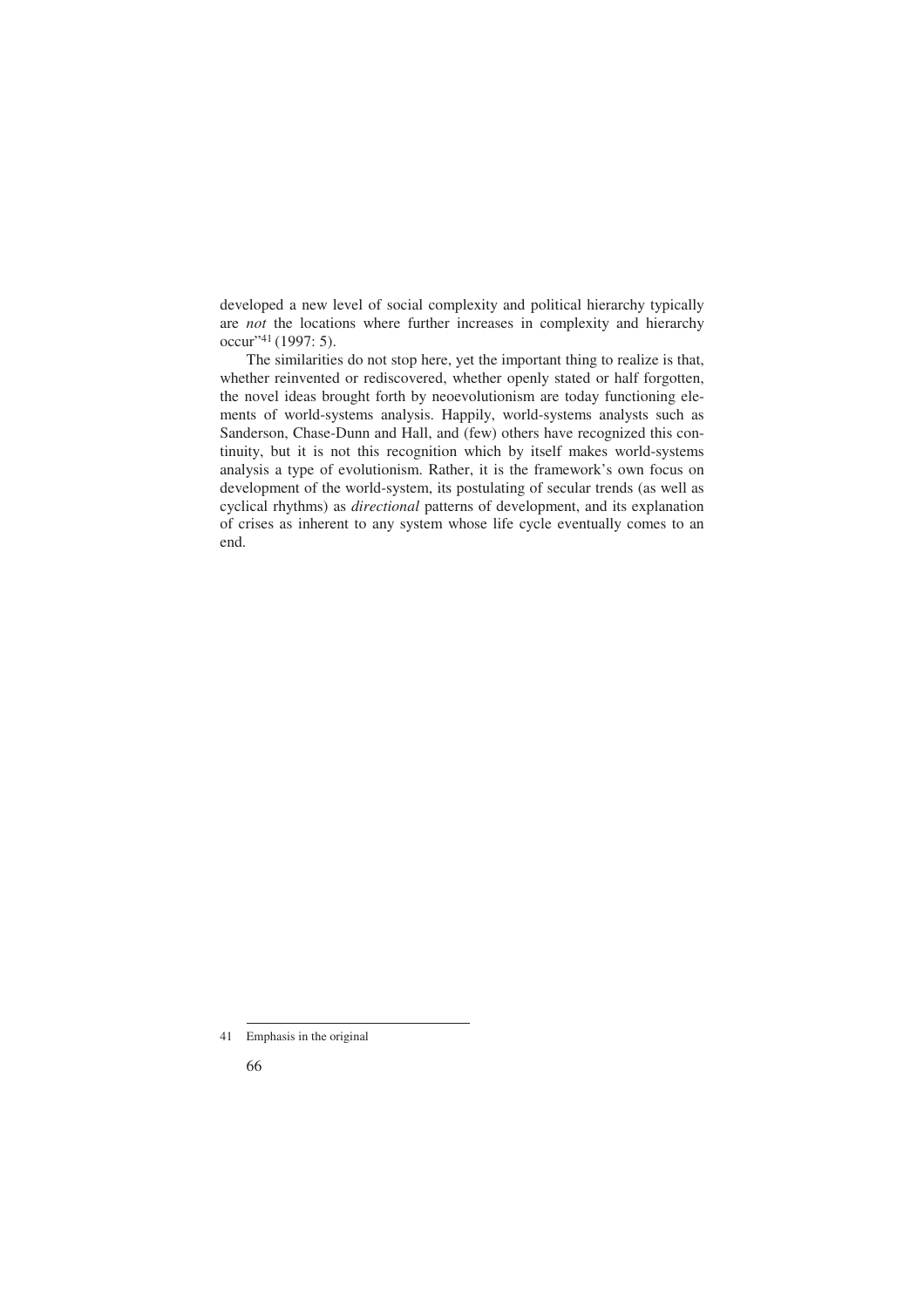developed a new level of social complexity and political hierarchy typically are *not* the locations where further increases in complexity and hierarchy occur"[41] (1997: 5).

The similarities do not stop here, yet the important thing to realize is that, whether reinvented or rediscovered, whether openly stated or half forgotten, the novel ideas brought forth by neoevolutionism are today functioning elements of world-systems analysis. Happily, world-systems analysts such as Sanderson, Chase-Dunn and Hall, and (few) others have recognized this continuity, but it is not this recognition which by itself makes world-systems analysis a type of evolutionism. Rather, it is the framework's own focus on development of the world-system, its postulating of secular trends (as well as cyclical rhythms) as *directional* patterns of development, and its explanation of crises as inherent to any system whose life cycle eventually comes to an end.

---

41 Emphasis in the original